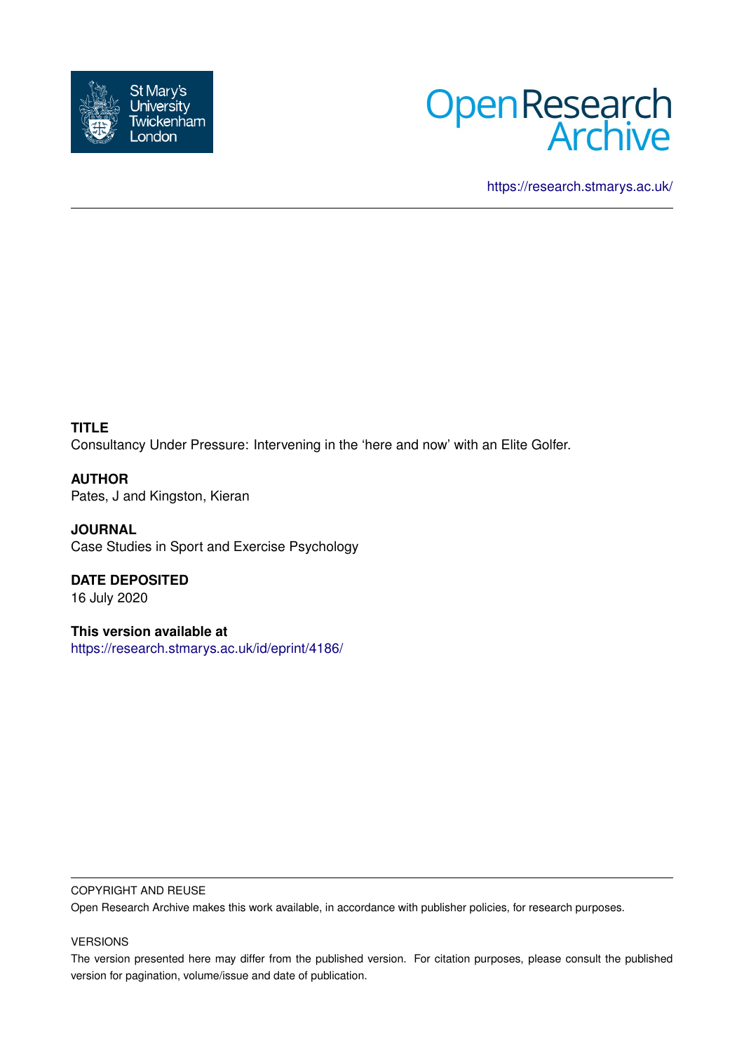St Mary's University Twickenham London

Open Research Archive

https://research.stmarys.ac.uk/

**TITLE**
Consultancy Under Pressure: Intervening in the 'here and now' with an Elite Golfer.

**AUTHOR**
Pates, J and Kingston, Kieran

**JOURNAL**
Case Studies in Sport and Exercise Psychology

**DATE DEPOSITED**
16 July 2020

**This version available at**
https://research.stmarys.ac.uk/id/eprint/4186/

COPYRIGHT AND REUSE

Open Research Archive makes this work available, in accordance with publisher policies, for research purposes.

VERSIONS

The version presented here may differ from the published version. For citation purposes, please consult the published version for pagination, volume/issue and date of publication.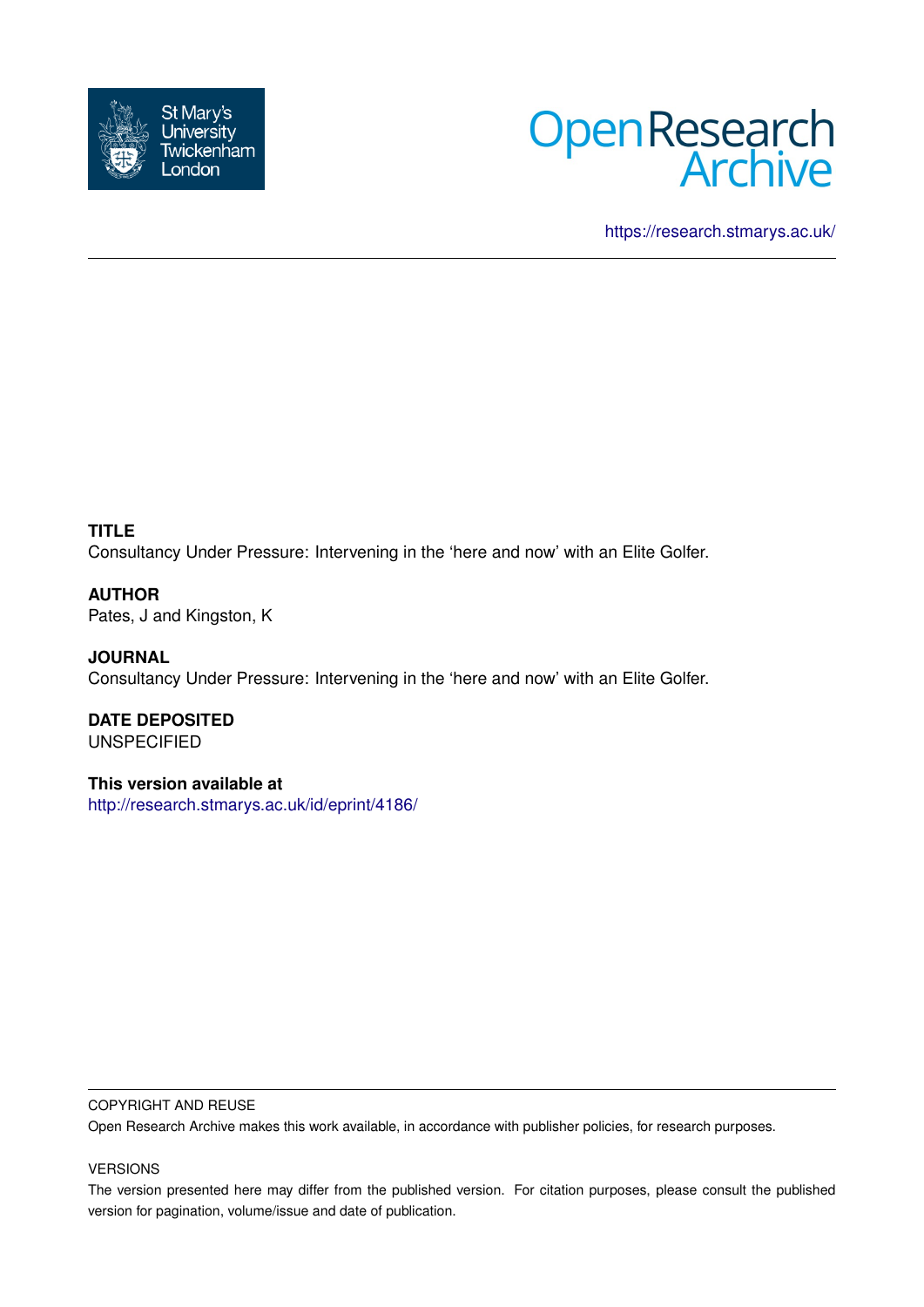https://research.stmarys.ac.uk/

**TITLE**
Consultancy Under Pressure: Intervening in the 'here and now' with an Elite Golfer.

**AUTHOR**
Pates, J and Kingston, K

**JOURNAL**
Consultancy Under Pressure: Intervening in the 'here and now' with an Elite Golfer.

**DATE DEPOSITED**
UNSPECIFIED

**This version available at**
http://research.stmarys.ac.uk/id/eprint/4186/

COPYRIGHT AND REUSE

Open Research Archive makes this work available, in accordance with publisher policies, for research purposes.

VERSIONS

The version presented here may differ from the published version. For citation purposes, please consult the published version for pagination, volume/issue and date of publication.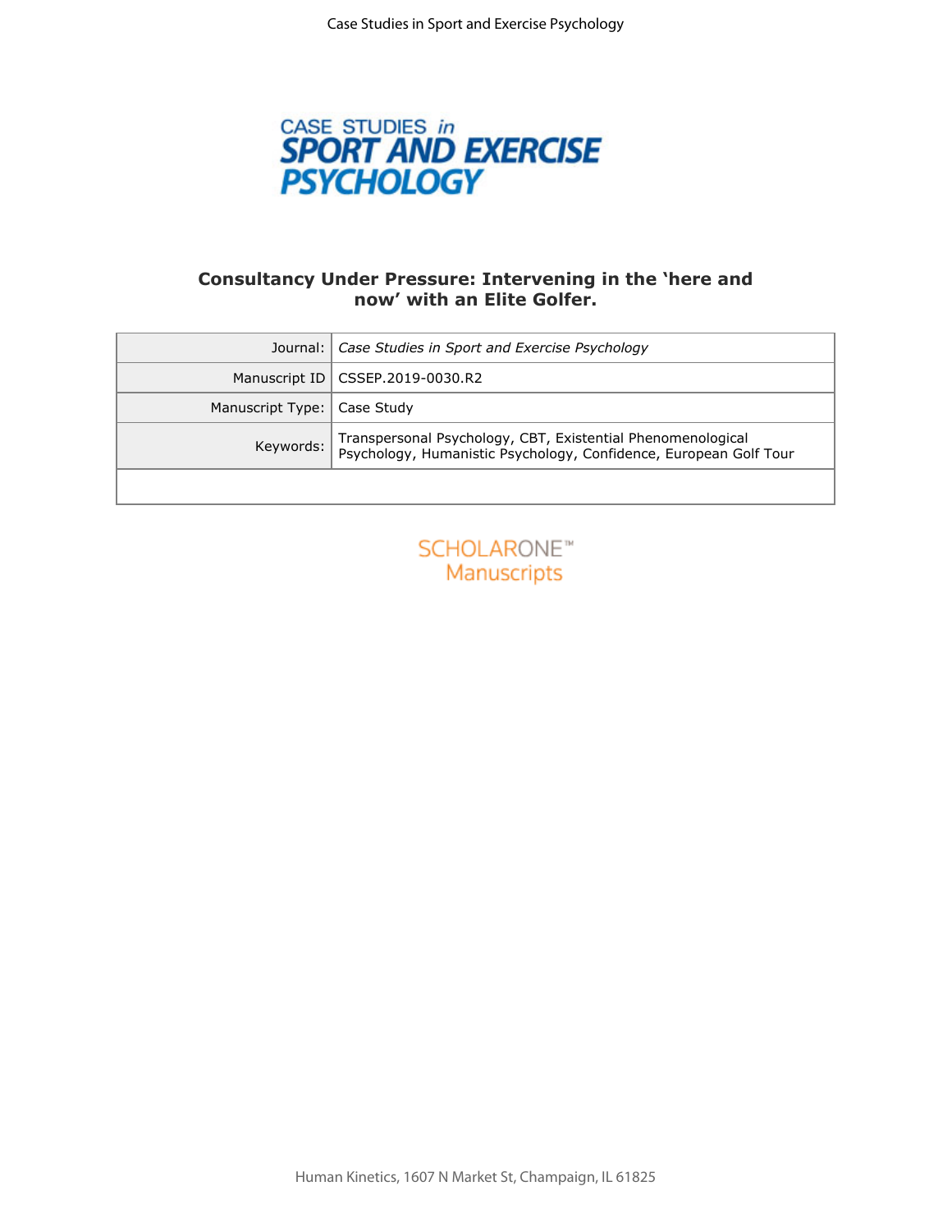**Consultancy Under Pressure: Intervening in the 'here and now' with an Elite Golfer.**

| Journal: | *Case Studies in Sport and Exercise Psychology* |
| --- | --- |
| Manuscript ID | CSSEP.2019-0030.R2 |
| Manuscript Type: | Case Study |
| Keywords: | Transpersonal Psychology, CBT, Existential Phenomenological Psychology, Humanistic Psychology, Confidence, European Golf Tour |
| | |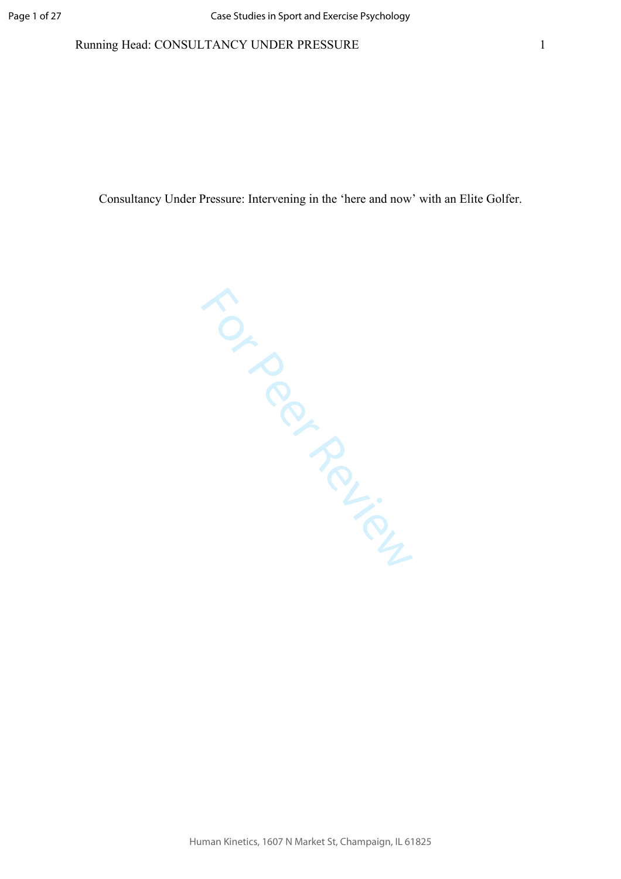Consultancy Under Pressure: Intervening in the 'here and now' with an Elite Golfer.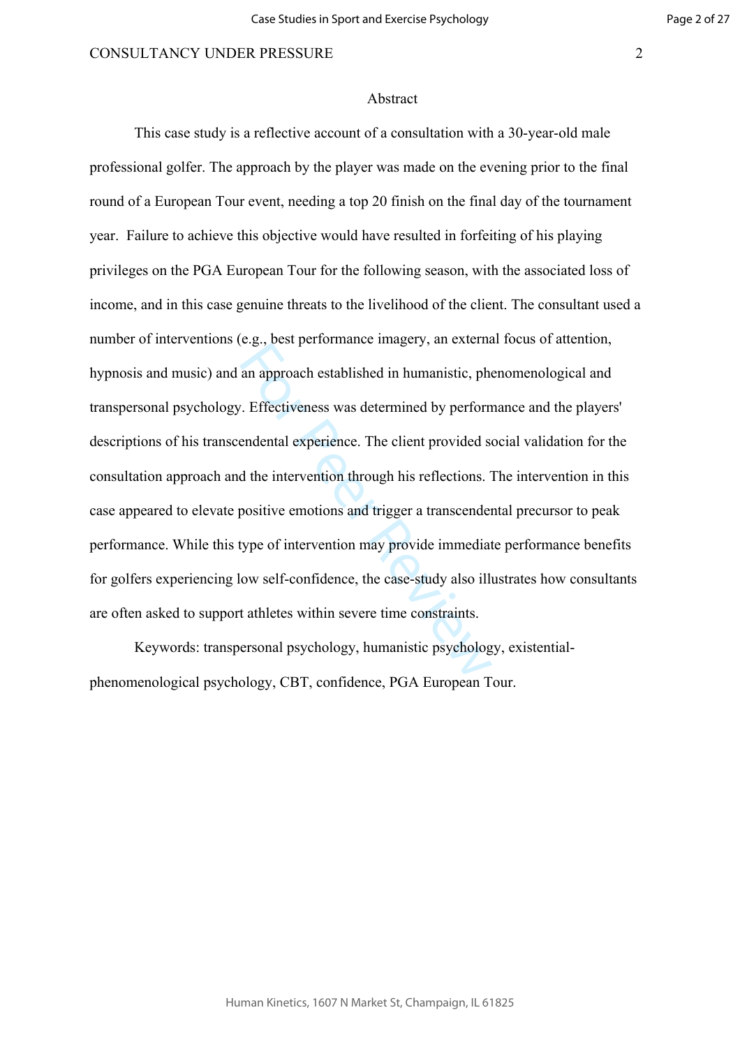## Abstract

This case study is a reflective account of a consultation with a 30-year-old male professional golfer. The approach by the player was made on the evening prior to the final round of a European Tour event, needing a top 20 finish on the final day of the tournament year. Failure to achieve this objective would have resulted in forfeiting of his playing privileges on the PGA European Tour for the following season, with the associated loss of income, and in this case genuine threats to the livelihood of the client. The consultant used a number of interventions (e.g., best performance imagery, an external focus of attention, hypnosis and music) and an approach established in humanistic, phenomenological and transpersonal psychology. Effectiveness was determined by performance and the players' descriptions of his transcendental experience. The client provided social validation for the consultation approach and the intervention through his reflections. The intervention in this case appeared to elevate positive emotions and trigger a transcendental precursor to peak performance. While this type of intervention may provide immediate performance benefits for golfers experiencing low self-confidence, the case-study also illustrates how consultants are often asked to support athletes within severe time constraints.

Keywords: transpersonal psychology, humanistic psychology, existential-phenomenological psychology, CBT, confidence, PGA European Tour.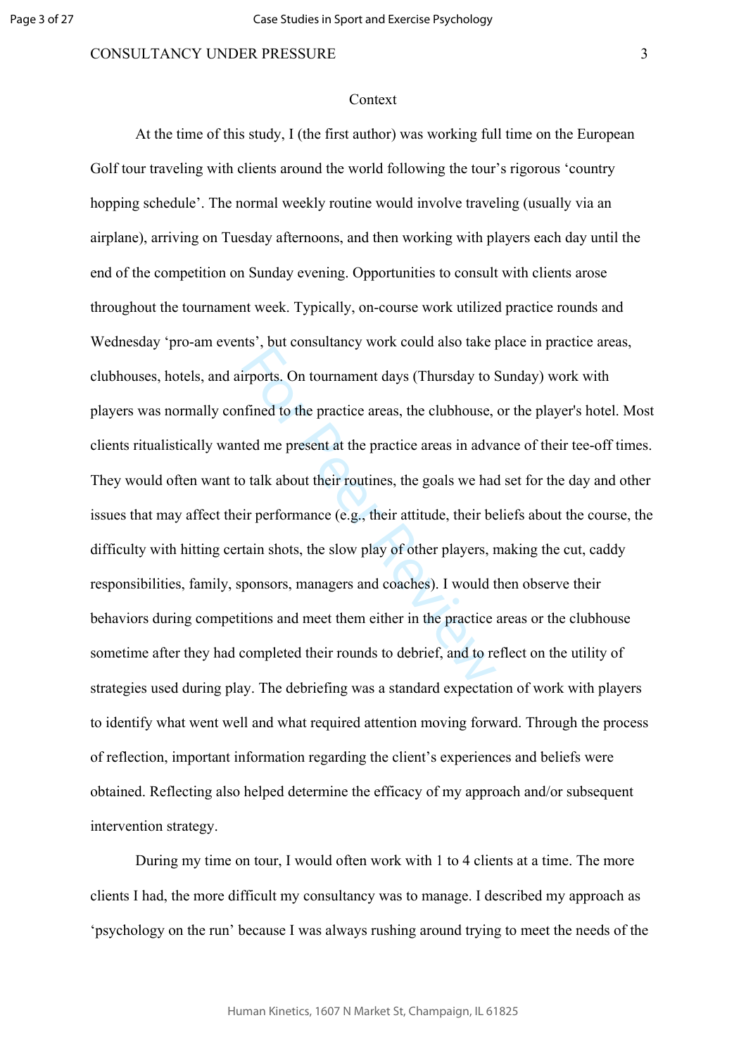## Context

At the time of this study, I (the first author) was working full time on the European Golf tour traveling with clients around the world following the tour's rigorous 'country hopping schedule'. The normal weekly routine would involve traveling (usually via an airplane), arriving on Tuesday afternoons, and then working with players each day until the end of the competition on Sunday evening. Opportunities to consult with clients arose throughout the tournament week. Typically, on-course work utilized practice rounds and Wednesday 'pro-am events', but consultancy work could also take place in practice areas, clubhouses, hotels, and airports. On tournament days (Thursday to Sunday) work with players was normally confined to the practice areas, the clubhouse, or the player's hotel. Most clients ritualistically wanted me present at the practice areas in advance of their tee-off times. They would often want to talk about their routines, the goals we had set for the day and other issues that may affect their performance (e.g., their attitude, their beliefs about the course, the difficulty with hitting certain shots, the slow play of other players, making the cut, caddy responsibilities, family, sponsors, managers and coaches). I would then observe their behaviors during competitions and meet them either in the practice areas or the clubhouse sometime after they had completed their rounds to debrief, and to reflect on the utility of strategies used during play. The debriefing was a standard expectation of work with players to identify what went well and what required attention moving forward. Through the process of reflection, important information regarding the client's experiences and beliefs were obtained. Reflecting also helped determine the efficacy of my approach and/or subsequent intervention strategy.

During my time on tour, I would often work with 1 to 4 clients at a time. The more clients I had, the more difficult my consultancy was to manage. I described my approach as 'psychology on the run' because I was always rushing around trying to meet the needs of the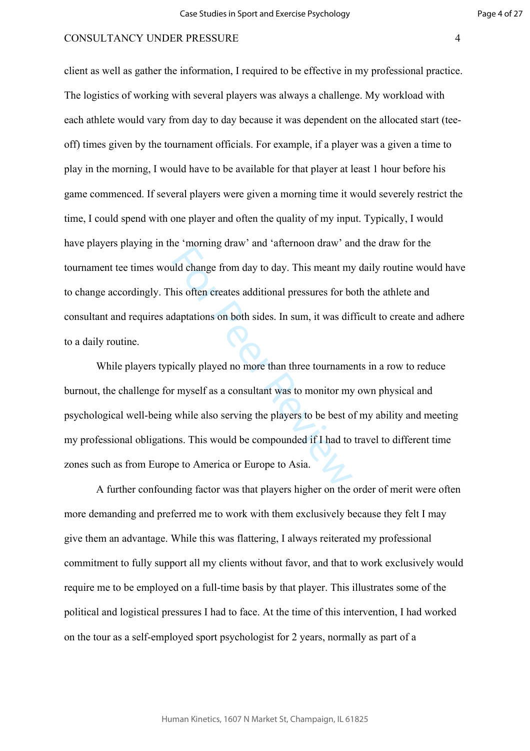client as well as gather the information, I required to be effective in my professional practice. The logistics of working with several players was always a challenge. My workload with each athlete would vary from day to day because it was dependent on the allocated start (tee-off) times given by the tournament officials. For example, if a player was a given a time to play in the morning, I would have to be available for that player at least 1 hour before his game commenced. If several players were given a morning time it would severely restrict the time, I could spend with one player and often the quality of my input. Typically, I would have players playing in the 'morning draw' and 'afternoon draw' and the draw for the tournament tee times would change from day to day. This meant my daily routine would have to change accordingly. This often creates additional pressures for both the athlete and consultant and requires adaptations on both sides. In sum, it was difficult to create and adhere to a daily routine.

While players typically played no more than three tournaments in a row to reduce burnout, the challenge for myself as a consultant was to monitor my own physical and psychological well-being while also serving the players to be best of my ability and meeting my professional obligations. This would be compounded if I had to travel to different time zones such as from Europe to America or Europe to Asia.

A further confounding factor was that players higher on the order of merit were often more demanding and preferred me to work with them exclusively because they felt I may give them an advantage. While this was flattering, I always reiterated my professional commitment to fully support all my clients without favor, and that to work exclusively would require me to be employed on a full-time basis by that player. This illustrates some of the political and logistical pressures I had to face. At the time of this intervention, I had worked on the tour as a self-employed sport psychologist for 2 years, normally as part of a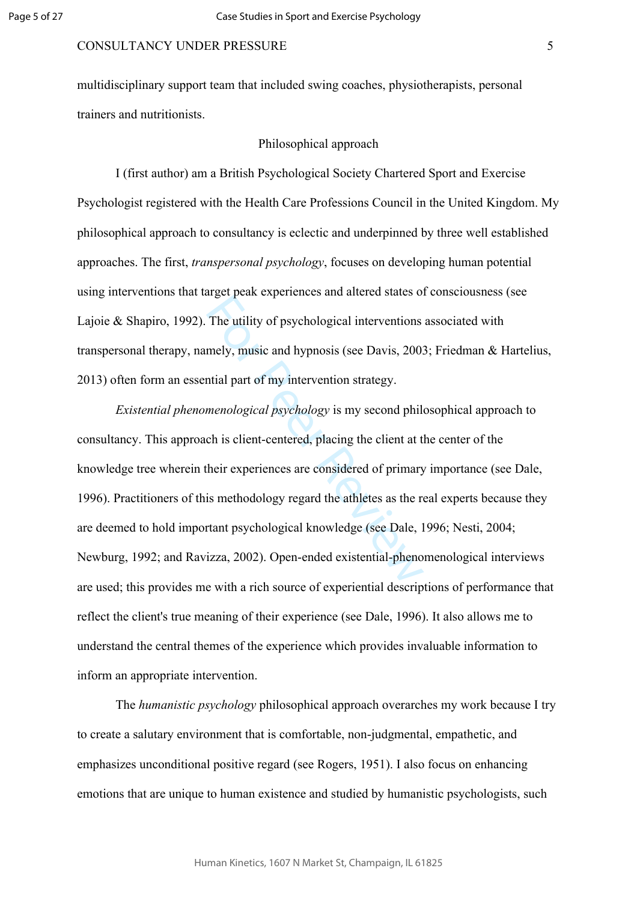multidisciplinary support team that included swing coaches, physiotherapists, personal trainers and nutritionists.

## Philosophical approach

I (first author) am a British Psychological Society Chartered Sport and Exercise Psychologist registered with the Health Care Professions Council in the United Kingdom. My philosophical approach to consultancy is eclectic and underpinned by three well established approaches. The first, *transpersonal psychology*, focuses on developing human potential using interventions that target peak experiences and altered states of consciousness (see Lajoie & Shapiro, 1992). The utility of psychological interventions associated with transpersonal therapy, namely, music and hypnosis (see Davis, 2003; Friedman & Hartelius, 2013) often form an essential part of my intervention strategy.

*Existential phenomenological psychology* is my second philosophical approach to consultancy. This approach is client-centered, placing the client at the center of the knowledge tree wherein their experiences are considered of primary importance (see Dale, 1996). Practitioners of this methodology regard the athletes as the real experts because they are deemed to hold important psychological knowledge (see Dale, 1996; Nesti, 2004; Newburg, 1992; and Ravizza, 2002). Open-ended existential-phenomenological interviews are used; this provides me with a rich source of experiential descriptions of performance that reflect the client's true meaning of their experience (see Dale, 1996). It also allows me to understand the central themes of the experience which provides invaluable information to inform an appropriate intervention.

The *humanistic psychology* philosophical approach overarches my work because I try to create a salutary environment that is comfortable, non-judgmental, empathetic, and emphasizes unconditional positive regard (see Rogers, 1951). I also focus on enhancing emotions that are unique to human existence and studied by humanistic psychologists, such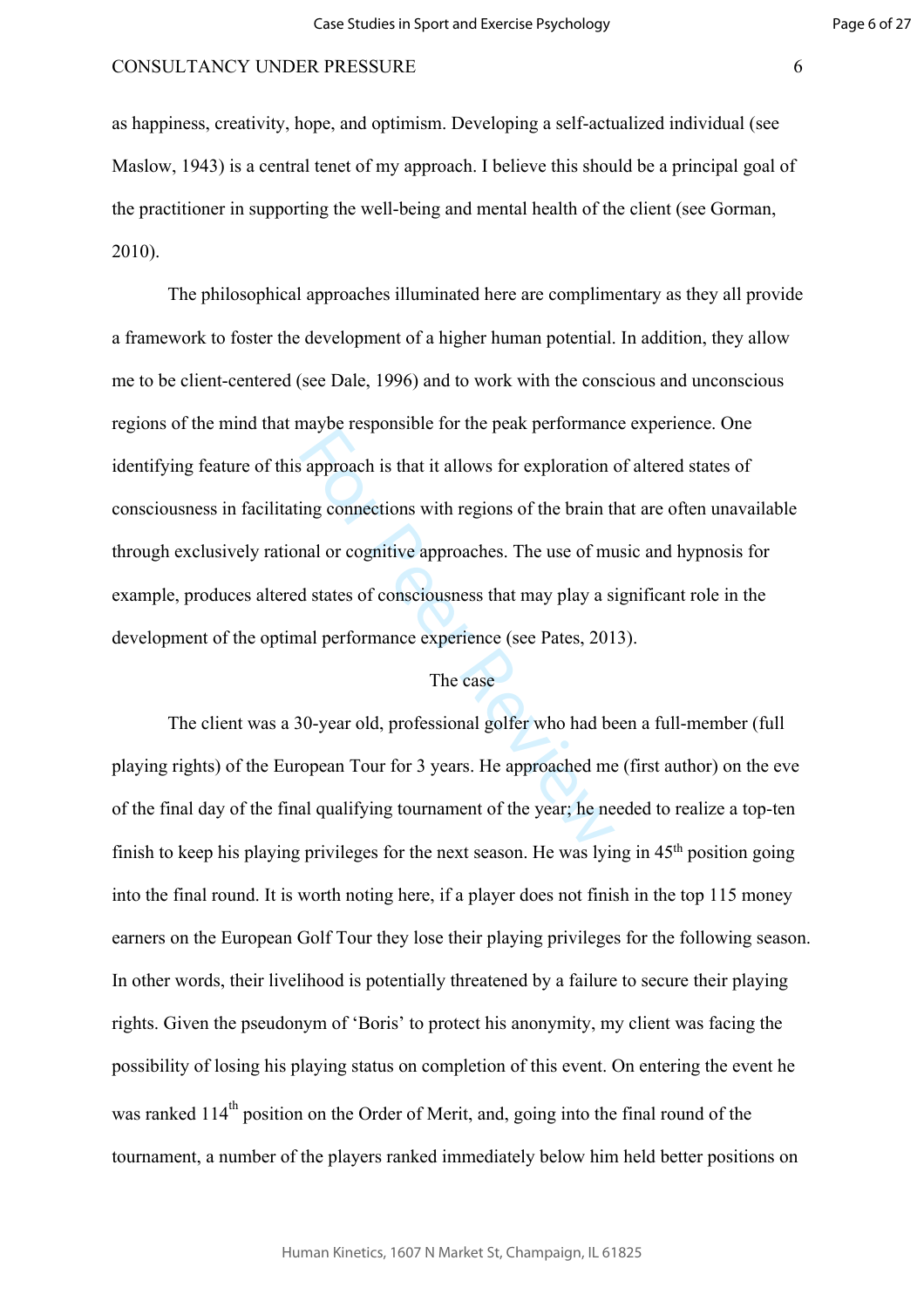as happiness, creativity, hope, and optimism. Developing a self-actualized individual (see Maslow, 1943) is a central tenet of my approach. I believe this should be a principal goal of the practitioner in supporting the well-being and mental health of the client (see Gorman, 2010).

The philosophical approaches illuminated here are complimentary as they all provide a framework to foster the development of a higher human potential. In addition, they allow me to be client-centered (see Dale, 1996) and to work with the conscious and unconscious regions of the mind that maybe responsible for the peak performance experience. One identifying feature of this approach is that it allows for exploration of altered states of consciousness in facilitating connections with regions of the brain that are often unavailable through exclusively rational or cognitive approaches. The use of music and hypnosis for example, produces altered states of consciousness that may play a significant role in the development of the optimal performance experience (see Pates, 2013).

## The case

The client was a 30-year old, professional golfer who had been a full-member (full playing rights) of the European Tour for 3 years. He approached me (first author) on the eve of the final day of the final qualifying tournament of the year; he needed to realize a top-ten finish to keep his playing privileges for the next season. He was lying in 45th position going into the final round. It is worth noting here, if a player does not finish in the top 115 money earners on the European Golf Tour they lose their playing privileges for the following season. In other words, their livelihood is potentially threatened by a failure to secure their playing rights. Given the pseudonym of 'Boris' to protect his anonymity, my client was facing the possibility of losing his playing status on completion of this event. On entering the event he was ranked 114th position on the Order of Merit, and, going into the final round of the tournament, a number of the players ranked immediately below him held better positions on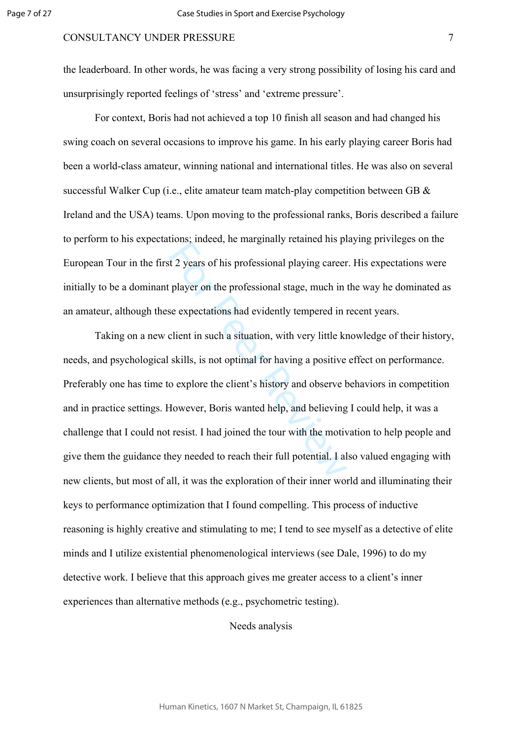the leaderboard. In other words, he was facing a very strong possibility of losing his card and unsurprisingly reported feelings of 'stress' and 'extreme pressure'.

For context, Boris had not achieved a top 10 finish all season and had changed his swing coach on several occasions to improve his game. In his early playing career Boris had been a world-class amateur, winning national and international titles. He was also on several successful Walker Cup (i.e., elite amateur team match-play competition between GB & Ireland and the USA) teams. Upon moving to the professional ranks, Boris described a failure to perform to his expectations; indeed, he marginally retained his playing privileges on the European Tour in the first 2 years of his professional playing career. His expectations were initially to be a dominant player on the professional stage, much in the way he dominated as an amateur, although these expectations had evidently tempered in recent years.

Taking on a new client in such a situation, with very little knowledge of their history, needs, and psychological skills, is not optimal for having a positive effect on performance. Preferably one has time to explore the client's history and observe behaviors in competition and in practice settings. However, Boris wanted help, and believing I could help, it was a challenge that I could not resist. I had joined the tour with the motivation to help people and give them the guidance they needed to reach their full potential. I also valued engaging with new clients, but most of all, it was the exploration of their inner world and illuminating their keys to performance optimization that I found compelling. This process of inductive reasoning is highly creative and stimulating to me; I tend to see myself as a detective of elite minds and I utilize existential phenomenological interviews (see Dale, 1996) to do my detective work. I believe that this approach gives me greater access to a client's inner experiences than alternative methods (e.g., psychometric testing).

## Needs analysis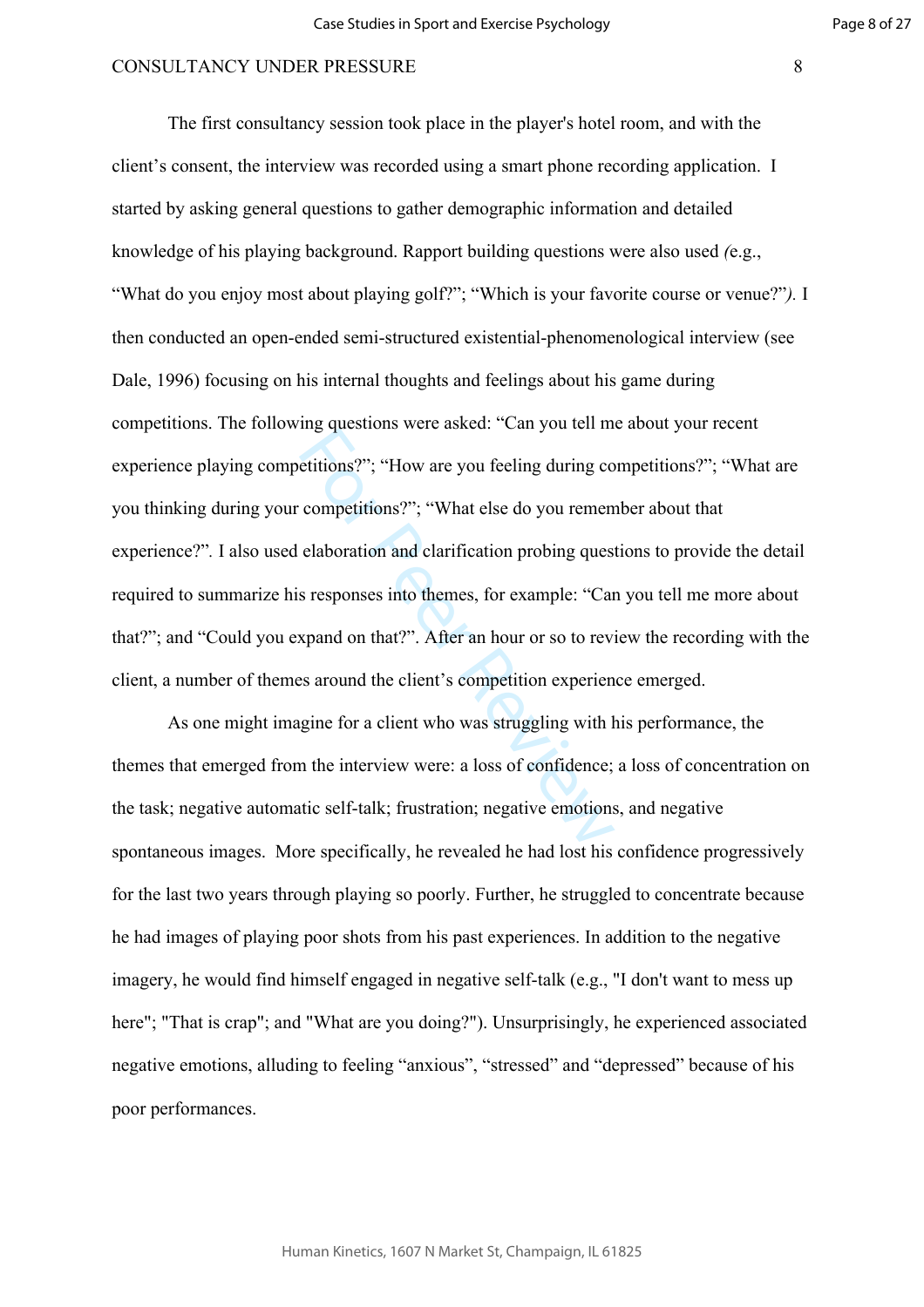The first consultancy session took place in the player's hotel room, and with the client's consent, the interview was recorded using a smart phone recording application. I started by asking general questions to gather demographic information and detailed knowledge of his playing background. Rapport building questions were also used *(*e.g., "What do you enjoy most about playing golf?"; "Which is your favorite course or venue?"*).* I then conducted an open-ended semi-structured existential-phenomenological interview (see Dale, 1996) focusing on his internal thoughts and feelings about his game during competitions. The following questions were asked: "Can you tell me about your recent experience playing competitions?"; "How are you feeling during competitions?"; "What are you thinking during your competitions?"; "What else do you remember about that experience?"*.* I also used elaboration and clarification probing questions to provide the detail required to summarize his responses into themes, for example: "Can you tell me more about that?"; and "Could you expand on that?". After an hour or so to review the recording with the client, a number of themes around the client's competition experience emerged.

As one might imagine for a client who was struggling with his performance, the themes that emerged from the interview were: a loss of confidence; a loss of concentration on the task; negative automatic self-talk; frustration; negative emotions, and negative spontaneous images. More specifically, he revealed he had lost his confidence progressively for the last two years through playing so poorly. Further, he struggled to concentrate because he had images of playing poor shots from his past experiences. In addition to the negative imagery, he would find himself engaged in negative self-talk (e.g., "I don't want to mess up here"; "That is crap"; and "What are you doing?"). Unsurprisingly, he experienced associated negative emotions, alluding to feeling "anxious", "stressed" and "depressed" because of his poor performances.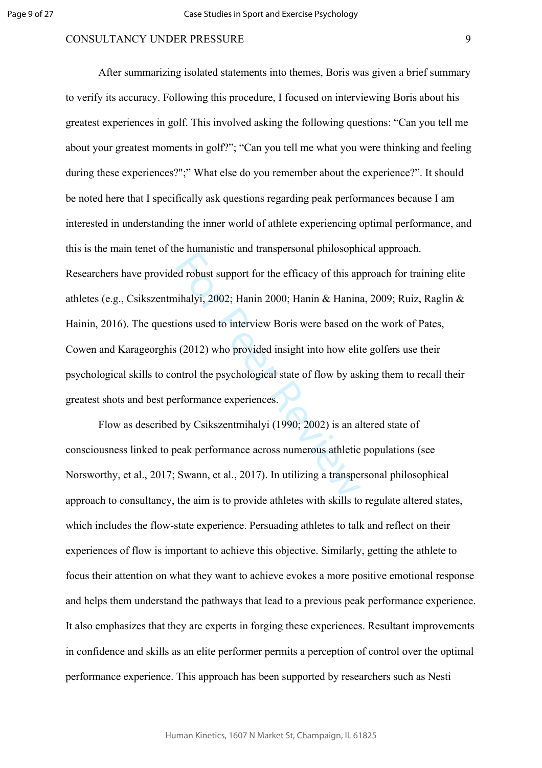After summarizing isolated statements into themes, Boris was given a brief summary to verify its accuracy. Following this procedure, I focused on interviewing Boris about his greatest experiences in golf. This involved asking the following questions: "Can you tell me about your greatest moments in golf?"; "Can you tell me what you were thinking and feeling during these experiences?";" What else do you remember about the experience?". It should be noted here that I specifically ask questions regarding peak performances because I am interested in understanding the inner world of athlete experiencing optimal performance, and this is the main tenet of the humanistic and transpersonal philosophical approach. Researchers have provided robust support for the efficacy of this approach for training elite athletes (e.g., Csikszentmihalyi, 2002; Hanin 2000; Hanin & Hanina, 2009; Ruiz, Raglin & Hainin, 2016). The questions used to interview Boris were based on the work of Pates, Cowen and Karageorghis (2012) who provided insight into how elite golfers use their psychological skills to control the psychological state of flow by asking them to recall their greatest shots and best performance experiences.

Flow as described by Csikszentmihalyi (1990; 2002) is an altered state of consciousness linked to peak performance across numerous athletic populations (see Norsworthy, et al., 2017; Swann, et al., 2017). In utilizing a transpersonal philosophical approach to consultancy, the aim is to provide athletes with skills to regulate altered states, which includes the flow-state experience. Persuading athletes to talk and reflect on their experiences of flow is important to achieve this objective. Similarly, getting the athlete to focus their attention on what they want to achieve evokes a more positive emotional response and helps them understand the pathways that lead to a previous peak performance experience. It also emphasizes that they are experts in forging these experiences. Resultant improvements in confidence and skills as an elite performer permits a perception of control over the optimal performance experience. This approach has been supported by researchers such as Nesti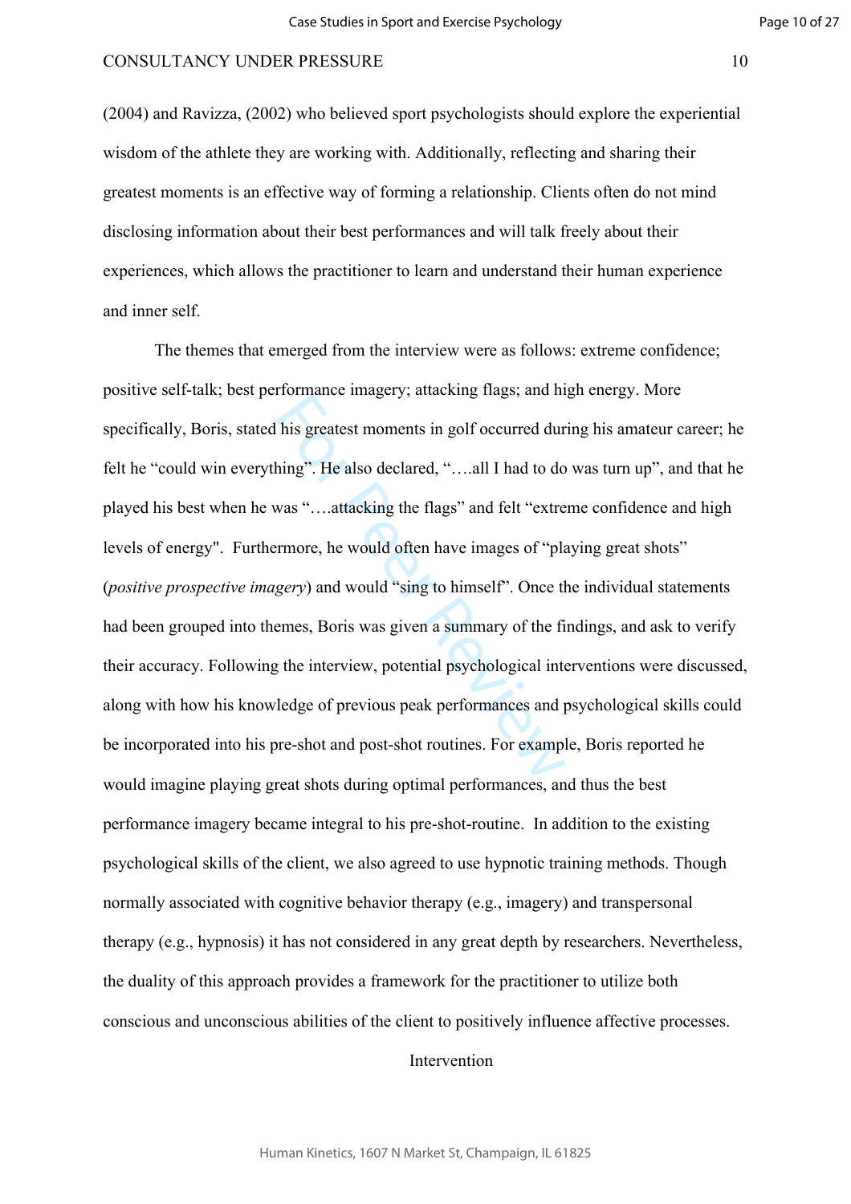(2004) and Ravizza, (2002) who believed sport psychologists should explore the experiential wisdom of the athlete they are working with. Additionally, reflecting and sharing their greatest moments is an effective way of forming a relationship. Clients often do not mind disclosing information about their best performances and will talk freely about their experiences, which allows the practitioner to learn and understand their human experience and inner self.

The themes that emerged from the interview were as follows: extreme confidence; positive self-talk; best performance imagery; attacking flags; and high energy. More specifically, Boris, stated his greatest moments in golf occurred during his amateur career; he felt he "could win everything". He also declared, "….all I had to do was turn up", and that he played his best when he was "….attacking the flags" and felt "extreme confidence and high levels of energy". Furthermore, he would often have images of "playing great shots" (*positive prospective imagery*) and would "sing to himself". Once the individual statements had been grouped into themes, Boris was given a summary of the findings, and ask to verify their accuracy. Following the interview, potential psychological interventions were discussed, along with how his knowledge of previous peak performances and psychological skills could be incorporated into his pre-shot and post-shot routines. For example, Boris reported he would imagine playing great shots during optimal performances, and thus the best performance imagery became integral to his pre-shot-routine. In addition to the existing psychological skills of the client, we also agreed to use hypnotic training methods. Though normally associated with cognitive behavior therapy (e.g., imagery) and transpersonal therapy (e.g., hypnosis) it has not considered in any great depth by researchers. Nevertheless, the duality of this approach provides a framework for the practitioner to utilize both conscious and unconscious abilities of the client to positively influence affective processes.

## Intervention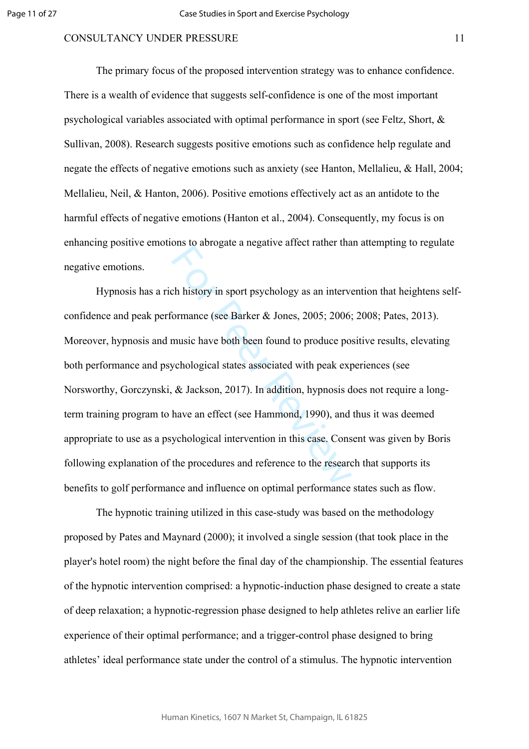The primary focus of the proposed intervention strategy was to enhance confidence. There is a wealth of evidence that suggests self-confidence is one of the most important psychological variables associated with optimal performance in sport (see Feltz, Short, & Sullivan, 2008). Research suggests positive emotions such as confidence help regulate and negate the effects of negative emotions such as anxiety (see Hanton, Mellalieu, & Hall, 2004; Mellalieu, Neil, & Hanton, 2006). Positive emotions effectively act as an antidote to the harmful effects of negative emotions (Hanton et al., 2004). Consequently, my focus is on enhancing positive emotions to abrogate a negative affect rather than attempting to regulate negative emotions.

Hypnosis has a rich history in sport psychology as an intervention that heightens self-confidence and peak performance (see Barker & Jones, 2005; 2006; 2008; Pates, 2013). Moreover, hypnosis and music have both been found to produce positive results, elevating both performance and psychological states associated with peak experiences (see Norsworthy, Gorczynski, & Jackson, 2017). In addition, hypnosis does not require a long-term training program to have an effect (see Hammond, 1990), and thus it was deemed appropriate to use as a psychological intervention in this case. Consent was given by Boris following explanation of the procedures and reference to the research that supports its benefits to golf performance and influence on optimal performance states such as flow.

The hypnotic training utilized in this case-study was based on the methodology proposed by Pates and Maynard (2000); it involved a single session (that took place in the player's hotel room) the night before the final day of the championship. The essential features of the hypnotic intervention comprised: a hypnotic-induction phase designed to create a state of deep relaxation; a hypnotic-regression phase designed to help athletes relive an earlier life experience of their optimal performance; and a trigger-control phase designed to bring athletes' ideal performance state under the control of a stimulus. The hypnotic intervention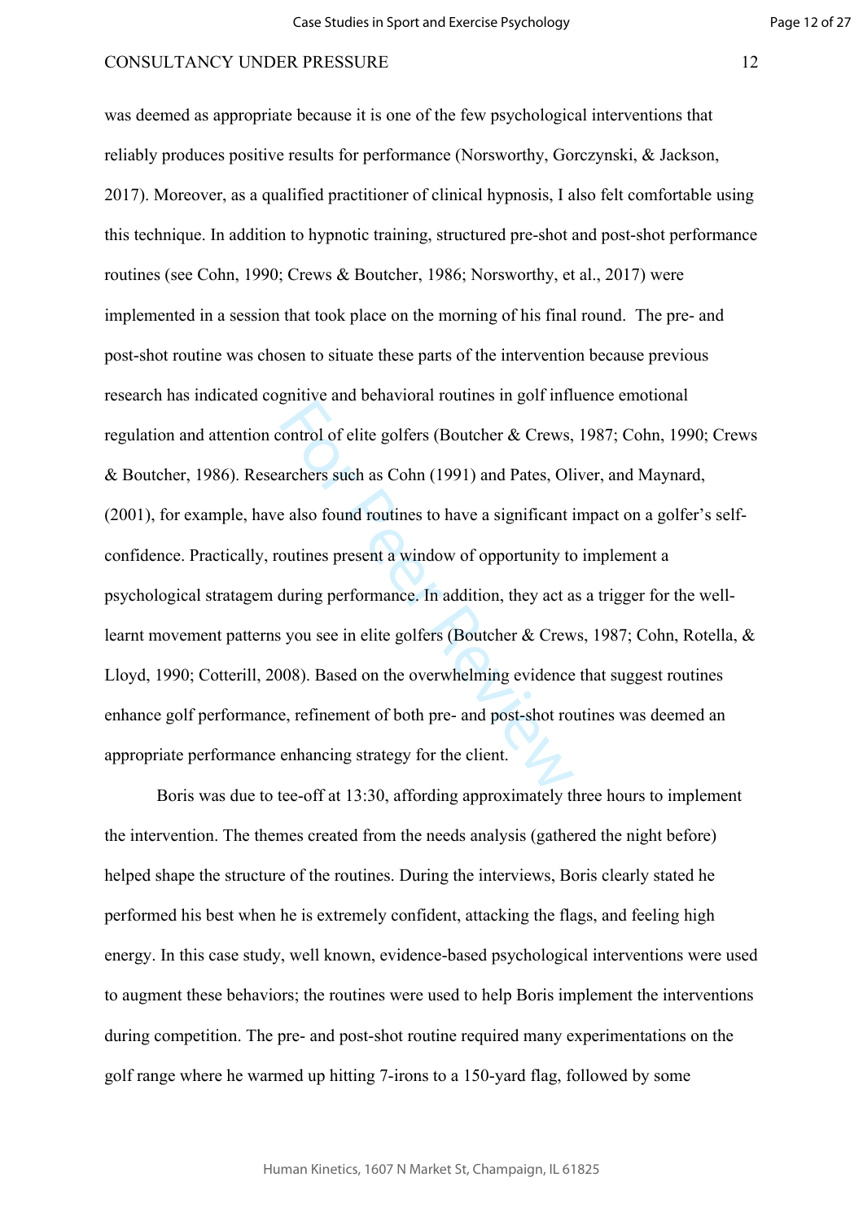was deemed as appropriate because it is one of the few psychological interventions that reliably produces positive results for performance (Norsworthy, Gorczynski, & Jackson, 2017). Moreover, as a qualified practitioner of clinical hypnosis, I also felt comfortable using this technique. In addition to hypnotic training, structured pre-shot and post-shot performance routines (see Cohn, 1990; Crews & Boutcher, 1986; Norsworthy, et al., 2017) were implemented in a session that took place on the morning of his final round. The pre- and post-shot routine was chosen to situate these parts of the intervention because previous research has indicated cognitive and behavioral routines in golf influence emotional regulation and attention control of elite golfers (Boutcher & Crews, 1987; Cohn, 1990; Crews & Boutcher, 1986). Researchers such as Cohn (1991) and Pates, Oliver, and Maynard, (2001), for example, have also found routines to have a significant impact on a golfer's self-confidence. Practically, routines present a window of opportunity to implement a psychological stratagem during performance. In addition, they act as a trigger for the well-learnt movement patterns you see in elite golfers (Boutcher & Crews, 1987; Cohn, Rotella, & Lloyd, 1990; Cotterill, 2008). Based on the overwhelming evidence that suggest routines enhance golf performance, refinement of both pre- and post-shot routines was deemed an appropriate performance enhancing strategy for the client.

Boris was due to tee-off at 13:30, affording approximately three hours to implement the intervention. The themes created from the needs analysis (gathered the night before) helped shape the structure of the routines. During the interviews, Boris clearly stated he performed his best when he is extremely confident, attacking the flags, and feeling high energy. In this case study, well known, evidence-based psychological interventions were used to augment these behaviors; the routines were used to help Boris implement the interventions during competition. The pre- and post-shot routine required many experimentations on the golf range where he warmed up hitting 7-irons to a 150-yard flag, followed by some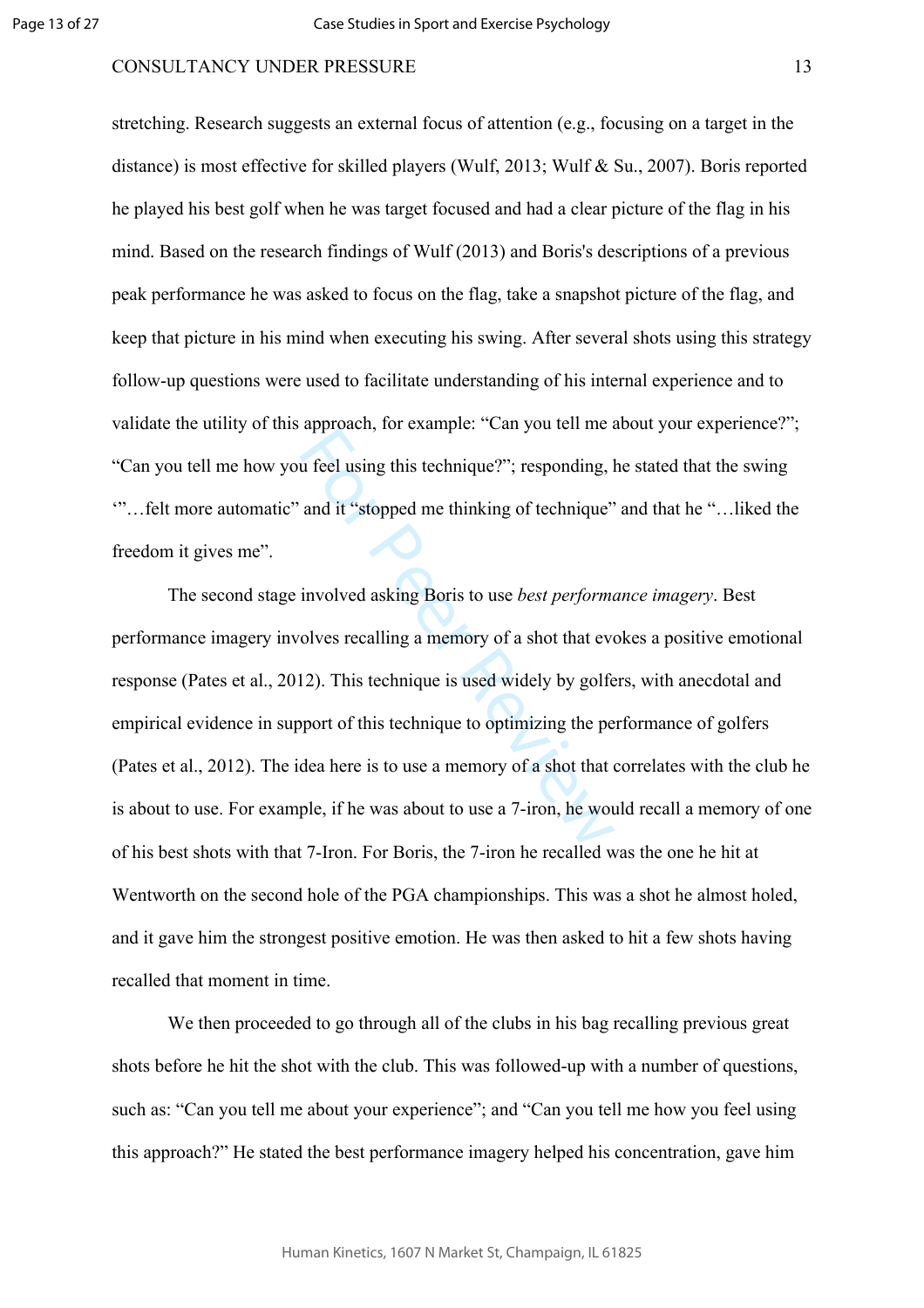stretching. Research suggests an external focus of attention (e.g., focusing on a target in the distance) is most effective for skilled players (Wulf, 2013; Wulf & Su., 2007). Boris reported he played his best golf when he was target focused and had a clear picture of the flag in his mind. Based on the research findings of Wulf (2013) and Boris's descriptions of a previous peak performance he was asked to focus on the flag, take a snapshot picture of the flag, and keep that picture in his mind when executing his swing. After several shots using this strategy follow-up questions were used to facilitate understanding of his internal experience and to validate the utility of this approach, for example: "Can you tell me about your experience?"; "Can you tell me how you feel using this technique?"; responding, he stated that the swing '"…felt more automatic" and it "stopped me thinking of technique" and that he "…liked the freedom it gives me".

The second stage involved asking Boris to use *best performance imagery*. Best performance imagery involves recalling a memory of a shot that evokes a positive emotional response (Pates et al., 2012). This technique is used widely by golfers, with anecdotal and empirical evidence in support of this technique to optimizing the performance of golfers (Pates et al., 2012). The idea here is to use a memory of a shot that correlates with the club he is about to use. For example, if he was about to use a 7-iron, he would recall a memory of one of his best shots with that 7-Iron. For Boris, the 7-iron he recalled was the one he hit at Wentworth on the second hole of the PGA championships. This was a shot he almost holed, and it gave him the strongest positive emotion. He was then asked to hit a few shots having recalled that moment in time.

We then proceeded to go through all of the clubs in his bag recalling previous great shots before he hit the shot with the club. This was followed-up with a number of questions, such as: "Can you tell me about your experience"; and "Can you tell me how you feel using this approach?" He stated the best performance imagery helped his concentration, gave him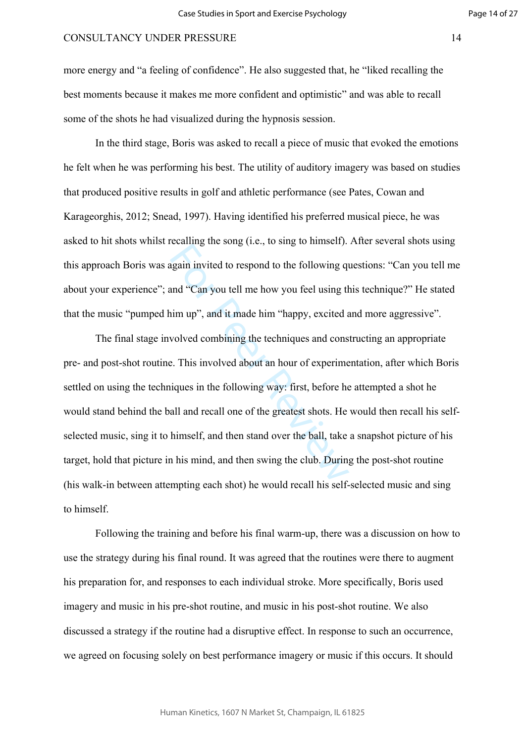more energy and "a feeling of confidence". He also suggested that, he "liked recalling the best moments because it makes me more confident and optimistic" and was able to recall some of the shots he had visualized during the hypnosis session.

In the third stage, Boris was asked to recall a piece of music that evoked the emotions he felt when he was performing his best. The utility of auditory imagery was based on studies that produced positive results in golf and athletic performance (see Pates, Cowan and Karageorghis, 2012; Snead, 1997). Having identified his preferred musical piece, he was asked to hit shots whilst recalling the song (i.e., to sing to himself). After several shots using this approach Boris was again invited to respond to the following questions: "Can you tell me about your experience"; and "Can you tell me how you feel using this technique?" He stated that the music "pumped him up", and it made him "happy, excited and more aggressive".

The final stage involved combining the techniques and constructing an appropriate pre- and post-shot routine. This involved about an hour of experimentation, after which Boris settled on using the techniques in the following way: first, before he attempted a shot he would stand behind the ball and recall one of the greatest shots. He would then recall his self-selected music, sing it to himself, and then stand over the ball, take a snapshot picture of his target, hold that picture in his mind, and then swing the club. During the post-shot routine (his walk-in between attempting each shot) he would recall his self-selected music and sing to himself.

Following the training and before his final warm-up, there was a discussion on how to use the strategy during his final round. It was agreed that the routines were there to augment his preparation for, and responses to each individual stroke. More specifically, Boris used imagery and music in his pre-shot routine, and music in his post-shot routine. We also discussed a strategy if the routine had a disruptive effect. In response to such an occurrence, we agreed on focusing solely on best performance imagery or music if this occurs. It should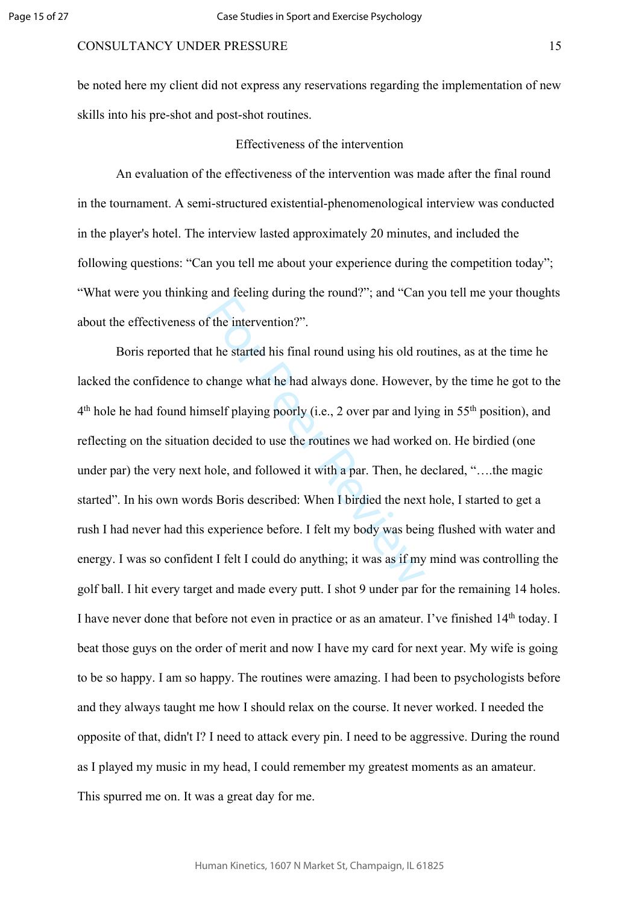be noted here my client did not express any reservations regarding the implementation of new skills into his pre-shot and post-shot routines.

## Effectiveness of the intervention

An evaluation of the effectiveness of the intervention was made after the final round in the tournament. A semi-structured existential-phenomenological interview was conducted in the player's hotel. The interview lasted approximately 20 minutes, and included the following questions: "Can you tell me about your experience during the competition today"; "What were you thinking and feeling during the round?"; and "Can you tell me your thoughts about the effectiveness of the intervention?".

Boris reported that he started his final round using his old routines, as at the time he lacked the confidence to change what he had always done. However, by the time he got to the 4th hole he had found himself playing poorly (i.e., 2 over par and lying in 55th position), and reflecting on the situation decided to use the routines we had worked on. He birdied (one under par) the very next hole, and followed it with a par. Then, he declared, "….the magic started". In his own words Boris described: When I birdied the next hole, I started to get a rush I had never had this experience before. I felt my body was being flushed with water and energy. I was so confident I felt I could do anything; it was as if my mind was controlling the golf ball. I hit every target and made every putt. I shot 9 under par for the remaining 14 holes. I have never done that before not even in practice or as an amateur. I've finished 14th today. I beat those guys on the order of merit and now I have my card for next year. My wife is going to be so happy. I am so happy. The routines were amazing. I had been to psychologists before and they always taught me how I should relax on the course. It never worked. I needed the opposite of that, didn't I? I need to attack every pin. I need to be aggressive. During the round as I played my music in my head, I could remember my greatest moments as an amateur. This spurred me on. It was a great day for me.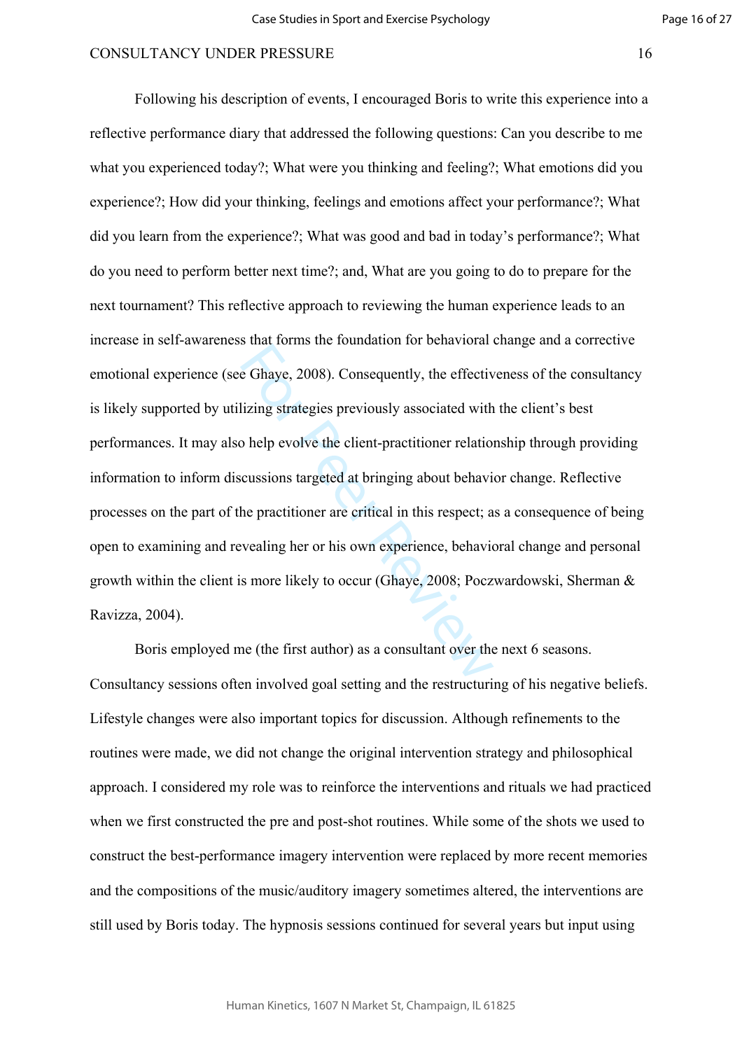Following his description of events, I encouraged Boris to write this experience into a reflective performance diary that addressed the following questions: Can you describe to me what you experienced today?; What were you thinking and feeling?; What emotions did you experience?; How did your thinking, feelings and emotions affect your performance?; What did you learn from the experience?; What was good and bad in today's performance?; What do you need to perform better next time?; and, What are you going to do to prepare for the next tournament? This reflective approach to reviewing the human experience leads to an increase in self-awareness that forms the foundation for behavioral change and a corrective emotional experience (see Ghaye, 2008). Consequently, the effectiveness of the consultancy is likely supported by utilizing strategies previously associated with the client's best performances. It may also help evolve the client-practitioner relationship through providing information to inform discussions targeted at bringing about behavior change. Reflective processes on the part of the practitioner are critical in this respect; as a consequence of being open to examining and revealing her or his own experience, behavioral change and personal growth within the client is more likely to occur (Ghaye, 2008; Poczwardowski, Sherman & Ravizza, 2004).

Boris employed me (the first author) as a consultant over the next 6 seasons. Consultancy sessions often involved goal setting and the restructuring of his negative beliefs. Lifestyle changes were also important topics for discussion. Although refinements to the routines were made, we did not change the original intervention strategy and philosophical approach. I considered my role was to reinforce the interventions and rituals we had practiced when we first constructed the pre and post-shot routines. While some of the shots we used to construct the best-performance imagery intervention were replaced by more recent memories and the compositions of the music/auditory imagery sometimes altered, the interventions are still used by Boris today. The hypnosis sessions continued for several years but input using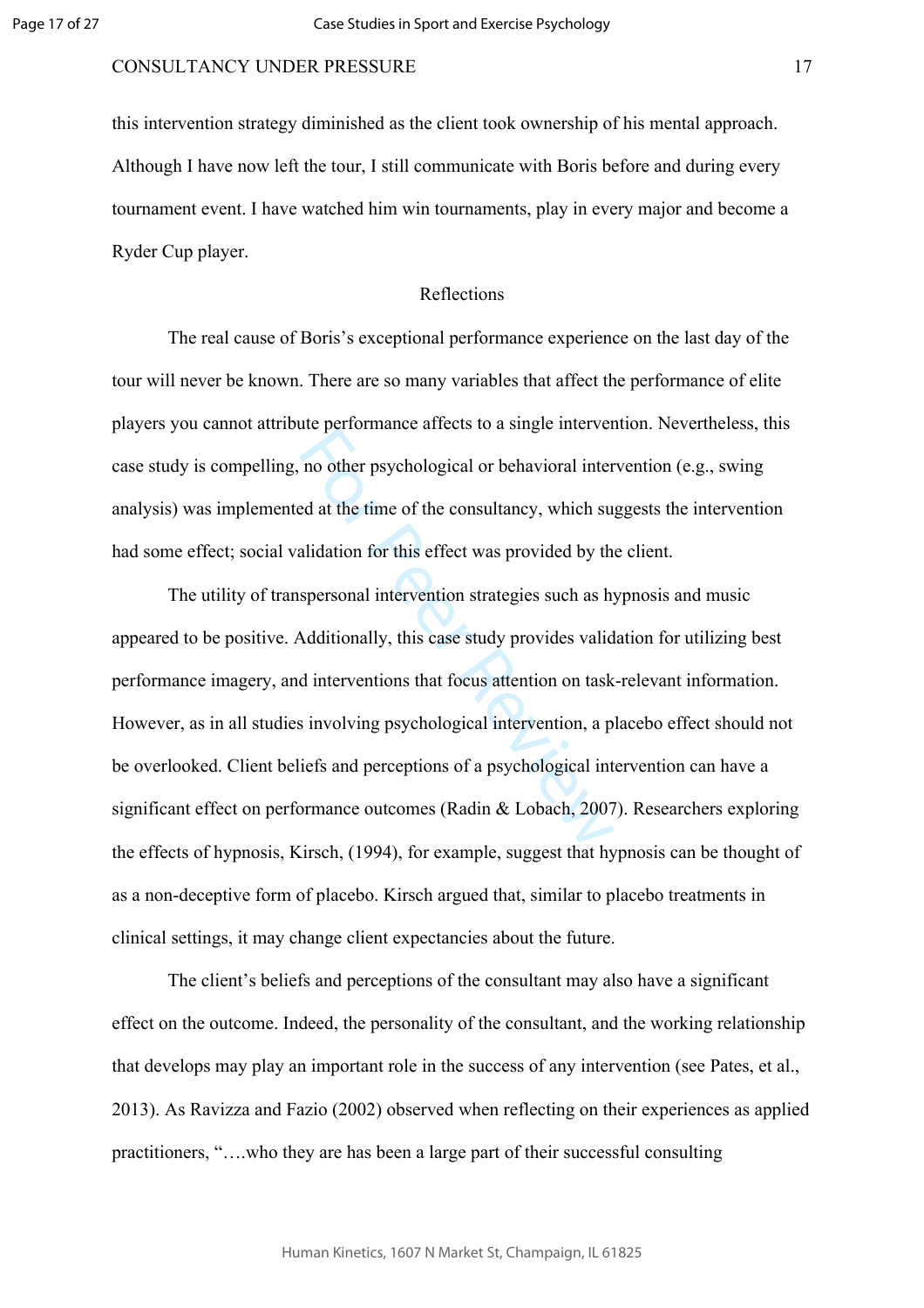this intervention strategy diminished as the client took ownership of his mental approach. Although I have now left the tour, I still communicate with Boris before and during every tournament event. I have watched him win tournaments, play in every major and become a Ryder Cup player.

## Reflections

The real cause of Boris's exceptional performance experience on the last day of the tour will never be known. There are so many variables that affect the performance of elite players you cannot attribute performance affects to a single intervention. Nevertheless, this case study is compelling, no other psychological or behavioral intervention (e.g., swing analysis) was implemented at the time of the consultancy, which suggests the intervention had some effect; social validation for this effect was provided by the client.

The utility of transpersonal intervention strategies such as hypnosis and music appeared to be positive. Additionally, this case study provides validation for utilizing best performance imagery, and interventions that focus attention on task-relevant information. However, as in all studies involving psychological intervention, a placebo effect should not be overlooked. Client beliefs and perceptions of a psychological intervention can have a significant effect on performance outcomes (Radin & Lobach, 2007). Researchers exploring the effects of hypnosis, Kirsch, (1994), for example, suggest that hypnosis can be thought of as a non-deceptive form of placebo. Kirsch argued that, similar to placebo treatments in clinical settings, it may change client expectancies about the future.

The client's beliefs and perceptions of the consultant may also have a significant effect on the outcome. Indeed, the personality of the consultant, and the working relationship that develops may play an important role in the success of any intervention (see Pates, et al., 2013). As Ravizza and Fazio (2002) observed when reflecting on their experiences as applied practitioners, "….who they are has been a large part of their successful consulting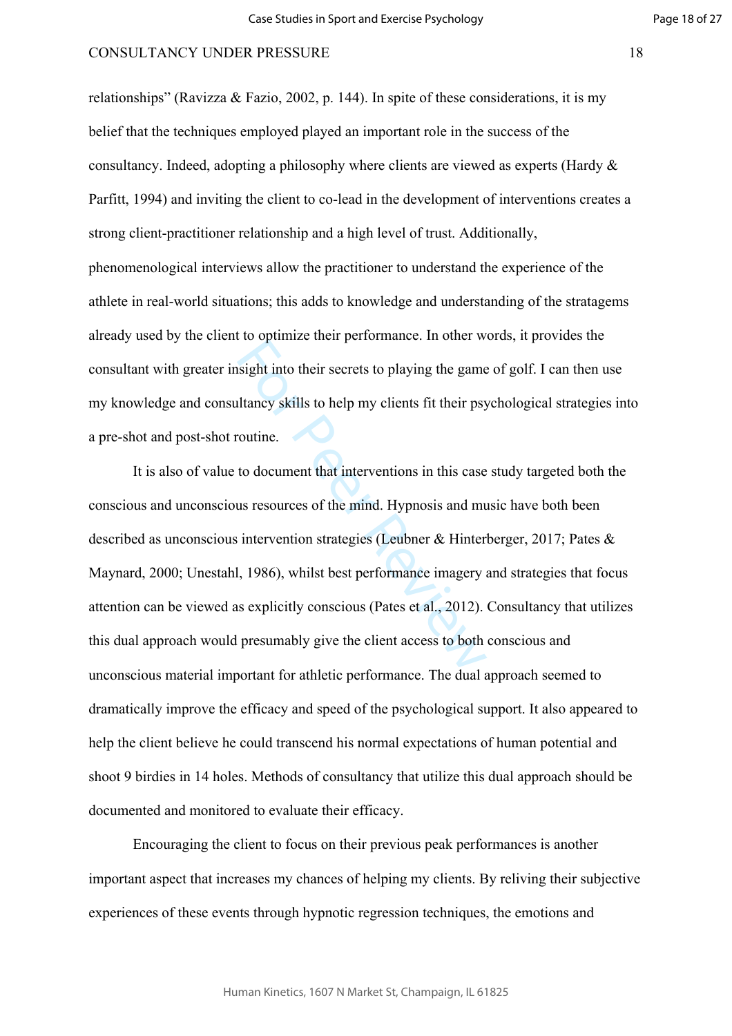relationships" (Ravizza & Fazio, 2002, p. 144). In spite of these considerations, it is my belief that the techniques employed played an important role in the success of the consultancy. Indeed, adopting a philosophy where clients are viewed as experts (Hardy & Parfitt, 1994) and inviting the client to co-lead in the development of interventions creates a strong client-practitioner relationship and a high level of trust. Additionally, phenomenological interviews allow the practitioner to understand the experience of the athlete in real-world situations; this adds to knowledge and understanding of the stratagems already used by the client to optimize their performance. In other words, it provides the consultant with greater insight into their secrets to playing the game of golf. I can then use my knowledge and consultancy skills to help my clients fit their psychological strategies into a pre-shot and post-shot routine.

It is also of value to document that interventions in this case study targeted both the conscious and unconscious resources of the mind. Hypnosis and music have both been described as unconscious intervention strategies (Leubner & Hinterberger, 2017; Pates & Maynard, 2000; Unestahl, 1986), whilst best performance imagery and strategies that focus attention can be viewed as explicitly conscious (Pates et al., 2012). Consultancy that utilizes this dual approach would presumably give the client access to both conscious and unconscious material important for athletic performance. The dual approach seemed to dramatically improve the efficacy and speed of the psychological support. It also appeared to help the client believe he could transcend his normal expectations of human potential and shoot 9 birdies in 14 holes. Methods of consultancy that utilize this dual approach should be documented and monitored to evaluate their efficacy.

Encouraging the client to focus on their previous peak performances is another important aspect that increases my chances of helping my clients. By reliving their subjective experiences of these events through hypnotic regression techniques, the emotions and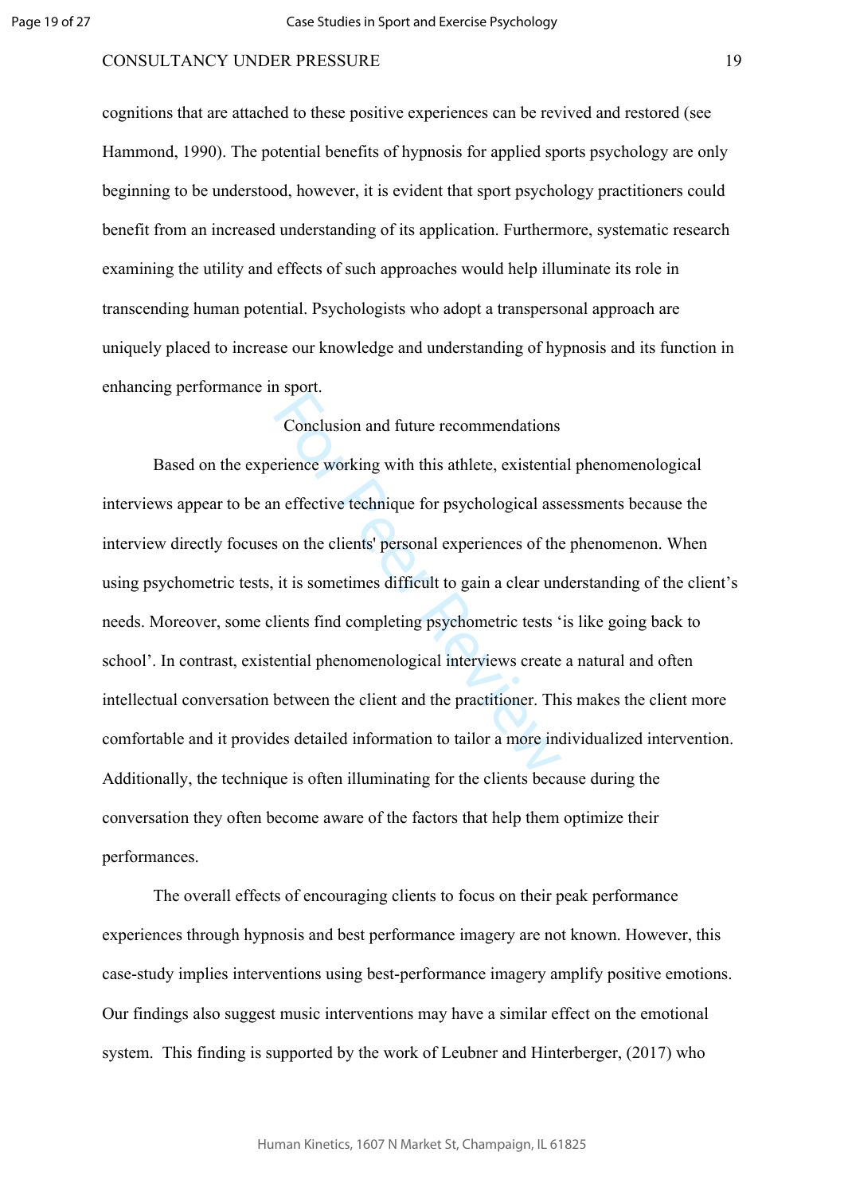cognitions that are attached to these positive experiences can be revived and restored (see Hammond, 1990). The potential benefits of hypnosis for applied sports psychology are only beginning to be understood, however, it is evident that sport psychology practitioners could benefit from an increased understanding of its application. Furthermore, systematic research examining the utility and effects of such approaches would help illuminate its role in transcending human potential. Psychologists who adopt a transpersonal approach are uniquely placed to increase our knowledge and understanding of hypnosis and its function in enhancing performance in sport.

## Conclusion and future recommendations

Based on the experience working with this athlete, existential phenomenological interviews appear to be an effective technique for psychological assessments because the interview directly focuses on the clients' personal experiences of the phenomenon. When using psychometric tests, it is sometimes difficult to gain a clear understanding of the client's needs. Moreover, some clients find completing psychometric tests 'is like going back to school'. In contrast, existential phenomenological interviews create a natural and often intellectual conversation between the client and the practitioner. This makes the client more comfortable and it provides detailed information to tailor a more individualized intervention. Additionally, the technique is often illuminating for the clients because during the conversation they often become aware of the factors that help them optimize their performances.

The overall effects of encouraging clients to focus on their peak performance experiences through hypnosis and best performance imagery are not known. However, this case-study implies interventions using best-performance imagery amplify positive emotions. Our findings also suggest music interventions may have a similar effect on the emotional system. This finding is supported by the work of Leubner and Hinterberger, (2017) who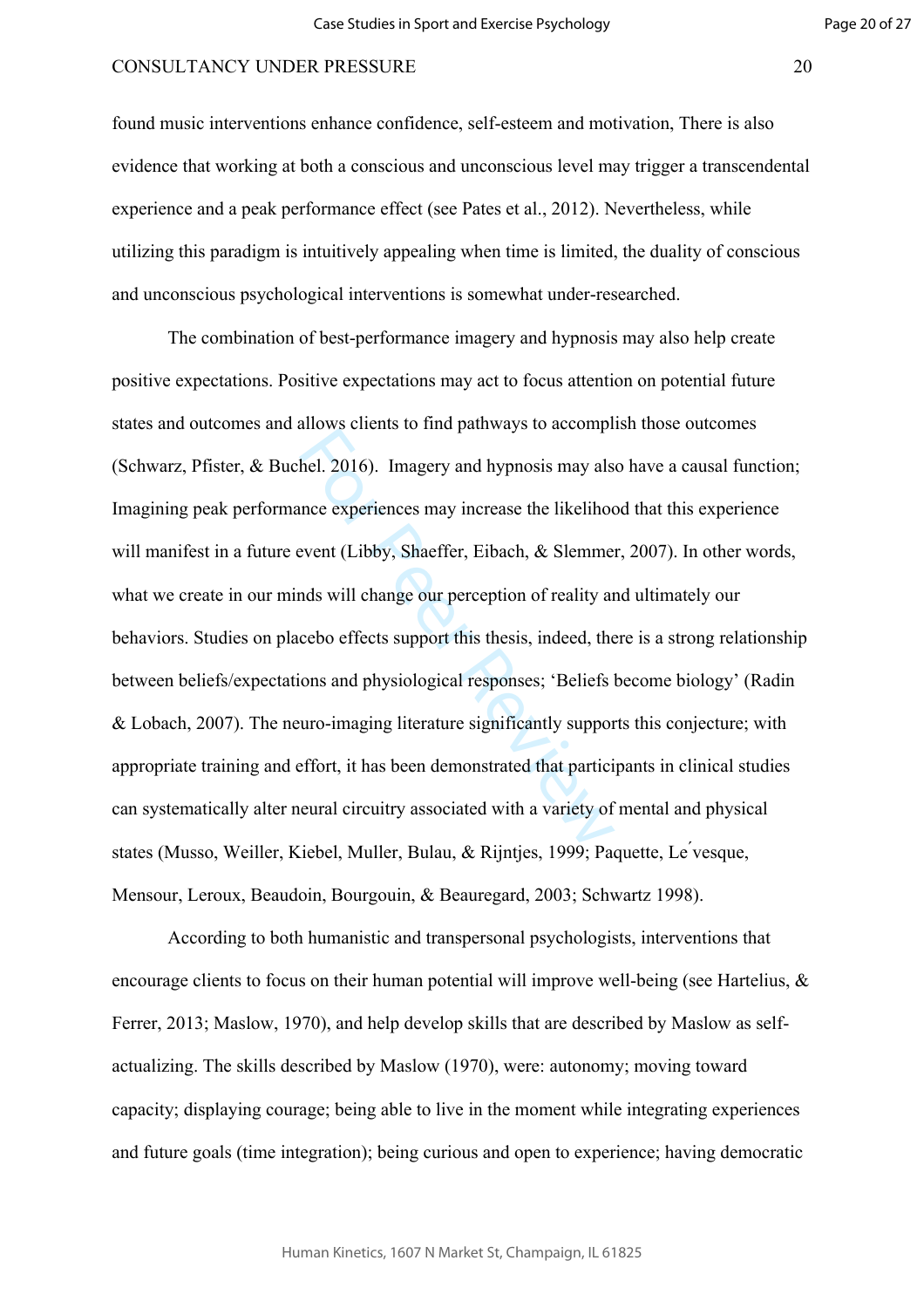found music interventions enhance confidence, self-esteem and motivation, There is also evidence that working at both a conscious and unconscious level may trigger a transcendental experience and a peak performance effect (see Pates et al., 2012). Nevertheless, while utilizing this paradigm is intuitively appealing when time is limited, the duality of conscious and unconscious psychological interventions is somewhat under-researched.

The combination of best-performance imagery and hypnosis may also help create positive expectations. Positive expectations may act to focus attention on potential future states and outcomes and allows clients to find pathways to accomplish those outcomes (Schwarz, Pfister, & Buchel. 2016). Imagery and hypnosis may also have a causal function; Imagining peak performance experiences may increase the likelihood that this experience will manifest in a future event (Libby, Shaeffer, Eibach, & Slemmer, 2007). In other words, what we create in our minds will change our perception of reality and ultimately our behaviors. Studies on placebo effects support this thesis, indeed, there is a strong relationship between beliefs/expectations and physiological responses; 'Beliefs become biology' (Radin & Lobach, 2007). The neuro-imaging literature significantly supports this conjecture; with appropriate training and effort, it has been demonstrated that participants in clinical studies can systematically alter neural circuitry associated with a variety of mental and physical states (Musso, Weiller, Kiebel, Muller, Bulau, & Rijntjes, 1999; Paquette, Lévesque, Mensour, Leroux, Beaudoin, Bourgouin, & Beauregard, 2003; Schwartz 1998).

According to both humanistic and transpersonal psychologists, interventions that encourage clients to focus on their human potential will improve well-being (see Hartelius, & Ferrer, 2013; Maslow, 1970), and help develop skills that are described by Maslow as self-actualizing. The skills described by Maslow (1970), were: autonomy; moving toward capacity; displaying courage; being able to live in the moment while integrating experiences and future goals (time integration); being curious and open to experience; having democratic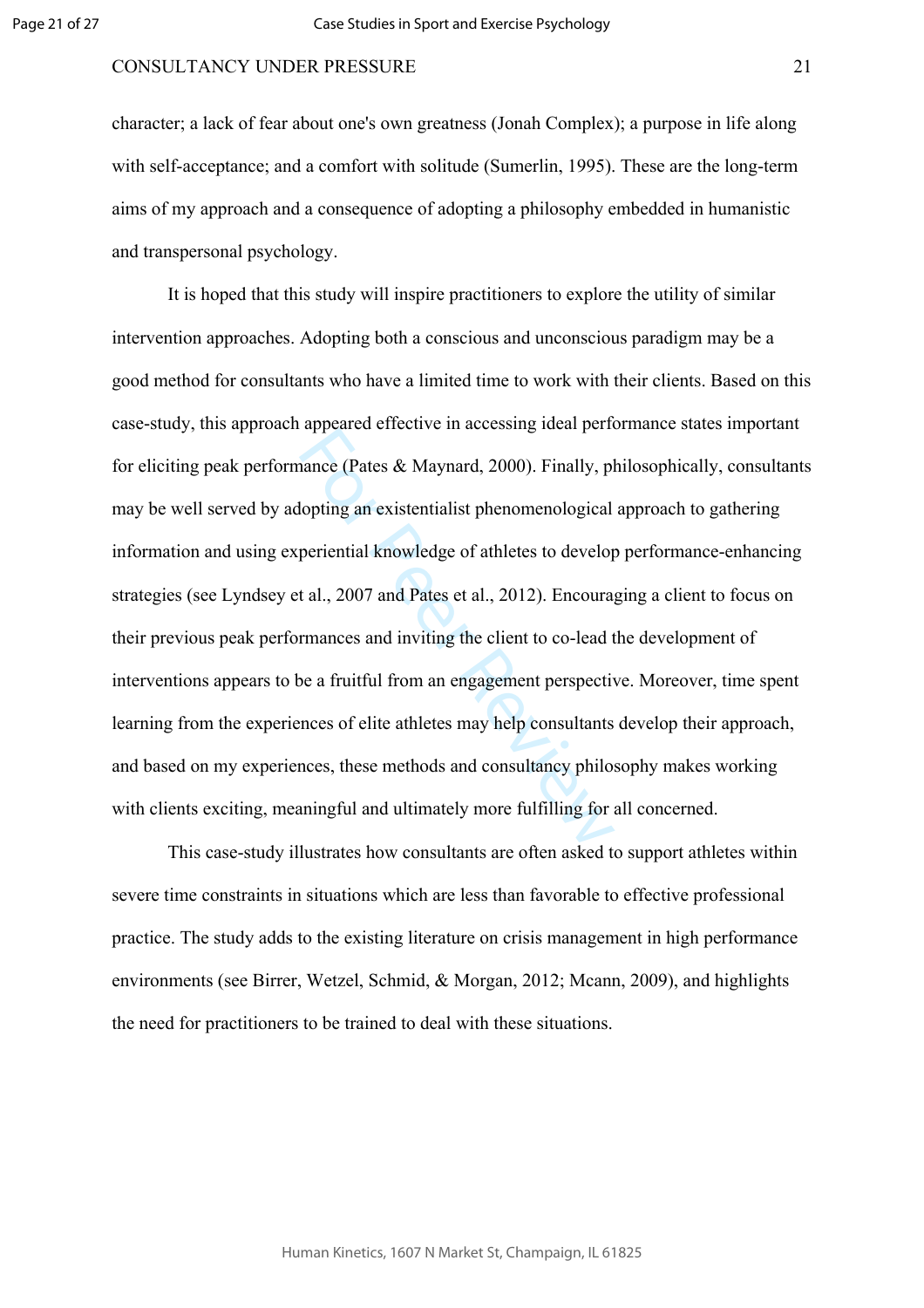character; a lack of fear about one's own greatness (Jonah Complex); a purpose in life along with self-acceptance; and a comfort with solitude (Sumerlin, 1995). These are the long-term aims of my approach and a consequence of adopting a philosophy embedded in humanistic and transpersonal psychology.

It is hoped that this study will inspire practitioners to explore the utility of similar intervention approaches. Adopting both a conscious and unconscious paradigm may be a good method for consultants who have a limited time to work with their clients. Based on this case-study, this approach appeared effective in accessing ideal performance states important for eliciting peak performance (Pates & Maynard, 2000). Finally, philosophically, consultants may be well served by adopting an existentialist phenomenological approach to gathering information and using experiential knowledge of athletes to develop performance-enhancing strategies (see Lyndsey et al., 2007 and Pates et al., 2012). Encouraging a client to focus on their previous peak performances and inviting the client to co-lead the development of interventions appears to be a fruitful from an engagement perspective. Moreover, time spent learning from the experiences of elite athletes may help consultants develop their approach, and based on my experiences, these methods and consultancy philosophy makes working with clients exciting, meaningful and ultimately more fulfilling for all concerned.

This case-study illustrates how consultants are often asked to support athletes within severe time constraints in situations which are less than favorable to effective professional practice. The study adds to the existing literature on crisis management in high performance environments (see Birrer, Wetzel, Schmid, & Morgan, 2012; Mcann, 2009), and highlights the need for practitioners to be trained to deal with these situations.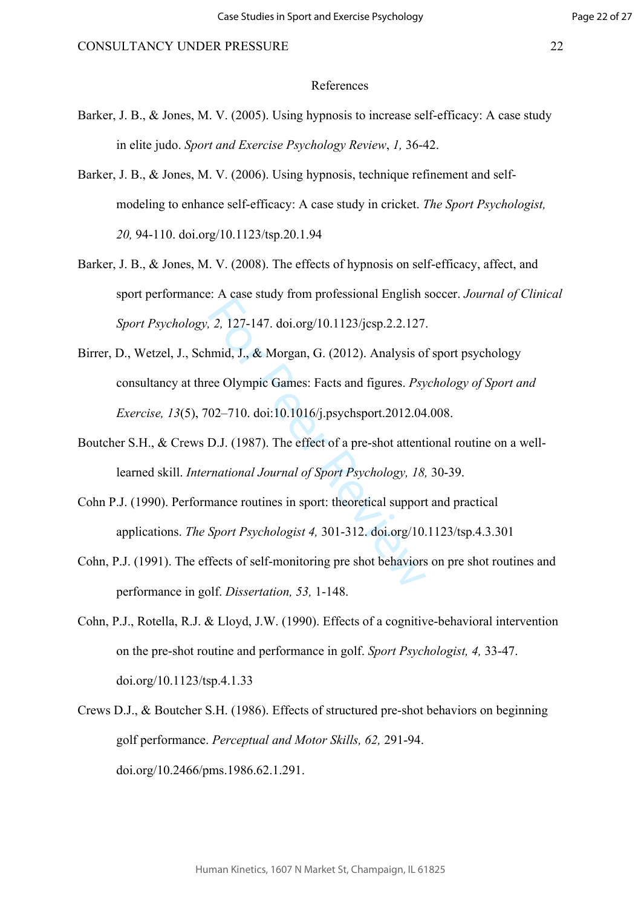## References

Barker, J. B., & Jones, M. V. (2005). Using hypnosis to increase self-efficacy: A case study in elite judo. *Sport and Exercise Psychology Review*, *1,* 36-42.

Barker, J. B., & Jones, M. V. (2006). Using hypnosis, technique refinement and self-modeling to enhance self-efficacy: A case study in cricket. *The Sport Psychologist, 20,* 94-110. doi.org/10.1123/tsp.20.1.94

Barker, J. B., & Jones, M. V. (2008). The effects of hypnosis on self-efficacy, affect, and sport performance: A case study from professional English soccer. *Journal of Clinical Sport Psychology, 2,* 127-147. doi.org/10.1123/jcsp.2.2.127.

Birrer, D., Wetzel, J., Schmid, J., & Morgan, G. (2012). Analysis of sport psychology consultancy at three Olympic Games: Facts and figures. *Psychology of Sport and Exercise, 13*(5), 702–710. doi:10.1016/j.psychsport.2012.04.008.

Boutcher S.H., & Crews D.J. (1987). The effect of a pre-shot attentional routine on a well-learned skill. *International Journal of Sport Psychology, 18,* 30-39.

Cohn P.J. (1990). Performance routines in sport: theoretical support and practical applications. *The Sport Psychologist 4,* 301-312. doi.org/10.1123/tsp.4.3.301

Cohn, P.J. (1991). The effects of self-monitoring pre shot behaviors on pre shot routines and performance in golf. *Dissertation, 53,* 1-148.

Cohn, P.J., Rotella, R.J. & Lloyd, J.W. (1990). Effects of a cognitive-behavioral intervention on the pre-shot routine and performance in golf. *Sport Psychologist, 4,* 33-47. doi.org/10.1123/tsp.4.1.33

Crews D.J., & Boutcher S.H. (1986). Effects of structured pre-shot behaviors on beginning golf performance. *Perceptual and Motor Skills, 62,* 291-94. doi.org/10.2466/pms.1986.62.1.291.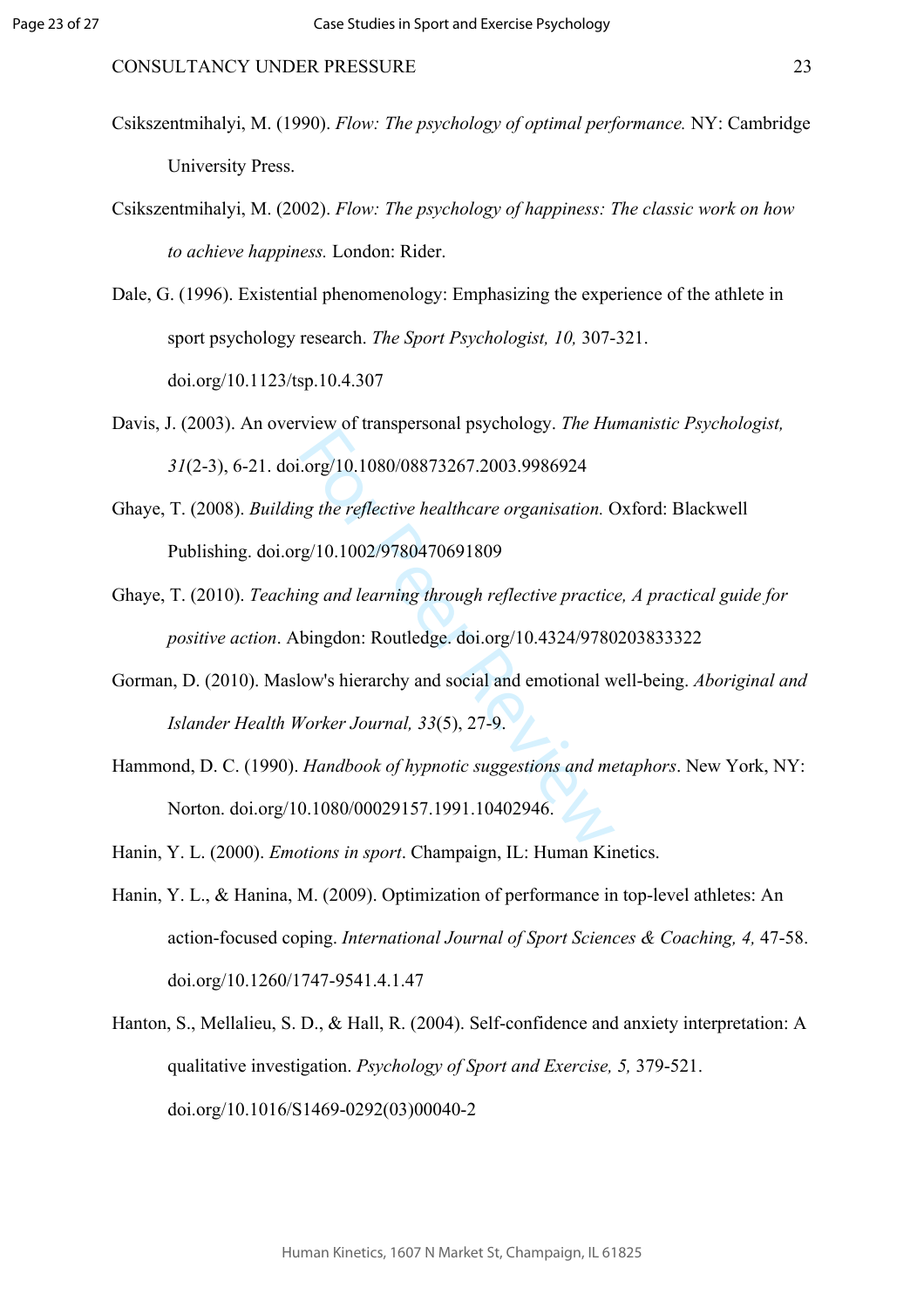Csikszentmihalyi, M. (1990). *Flow: The psychology of optimal performance.* NY: Cambridge University Press.

Csikszentmihalyi, M. (2002). *Flow: The psychology of happiness: The classic work on how to achieve happiness.* London: Rider.

Dale, G. (1996). Existential phenomenology: Emphasizing the experience of the athlete in sport psychology research. *The Sport Psychologist, 10,* 307-321. doi.org/10.1123/tsp.10.4.307

Davis, J. (2003). An overview of transpersonal psychology. *The Humanistic Psychologist, 31*(2-3), 6-21. doi.org/10.1080/08873267.2003.9986924

Ghaye, T. (2008). *Building the reflective healthcare organisation.* Oxford: Blackwell Publishing. doi.org/10.1002/9780470691809

Ghaye, T. (2010). *Teaching and learning through reflective practice, A practical guide for positive action*. Abingdon: Routledge. doi.org/10.4324/9780203833322

Gorman, D. (2010). Maslow's hierarchy and social and emotional well-being. *Aboriginal and Islander Health Worker Journal, 33*(5), 27-9.

Hammond, D. C. (1990). *Handbook of hypnotic suggestions and metaphors*. New York, NY: Norton. doi.org/10.1080/00029157.1991.10402946.

Hanin, Y. L. (2000). *Emotions in sport*. Champaign, IL: Human Kinetics.

Hanin, Y. L., & Hanina, M. (2009). Optimization of performance in top-level athletes: An action-focused coping. *International Journal of Sport Sciences & Coaching, 4,* 47-58. doi.org/10.1260/1747-9541.4.1.47

Hanton, S., Mellalieu, S. D., & Hall, R. (2004). Self-confidence and anxiety interpretation: A qualitative investigation. *Psychology of Sport and Exercise, 5,* 379-521. doi.org/10.1016/S1469-0292(03)00040-2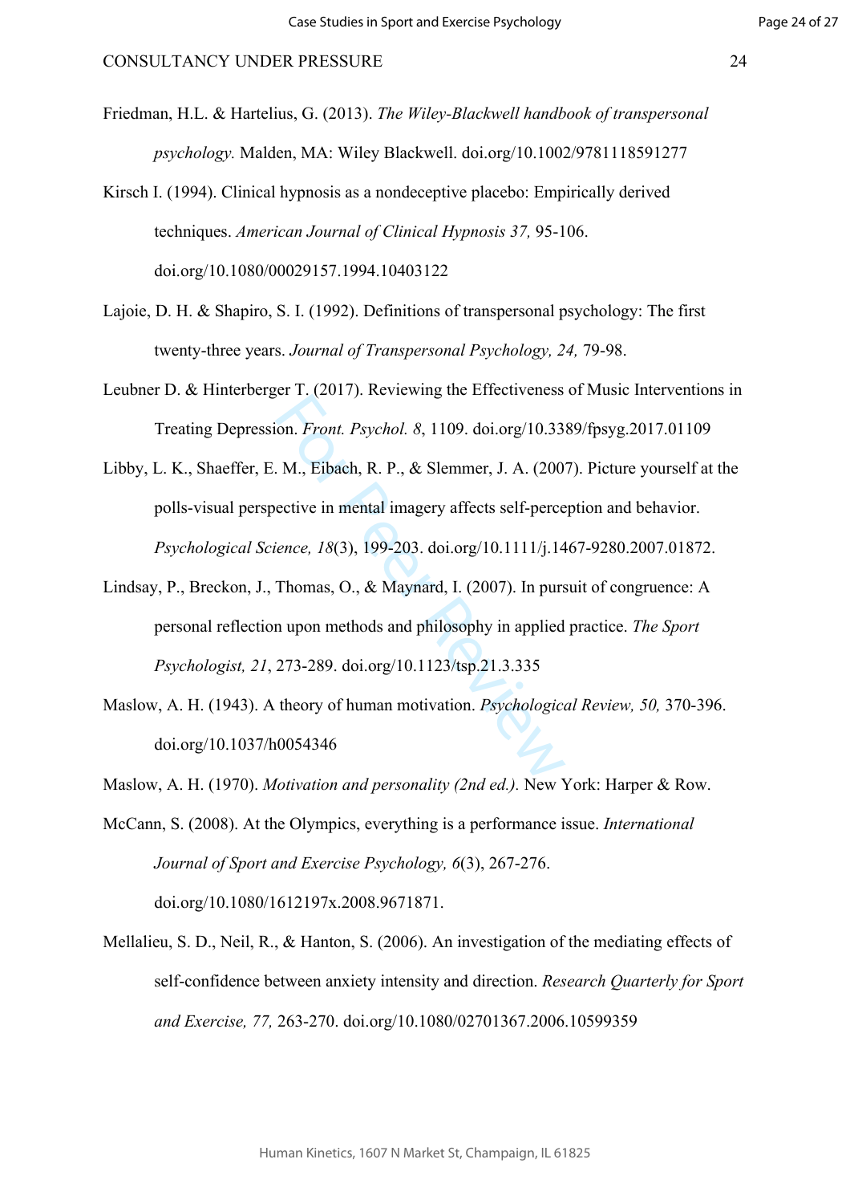Friedman, H.L. & Hartelius, G. (2013). *The Wiley-Blackwell handbook of transpersonal psychology.* Malden, MA: Wiley Blackwell. doi.org/10.1002/9781118591277

Kirsch I. (1994). Clinical hypnosis as a nondeceptive placebo: Empirically derived techniques. *American Journal of Clinical Hypnosis 37,* 95-106. doi.org/10.1080/00029157.1994.10403122

Lajoie, D. H. & Shapiro, S. I. (1992). Definitions of transpersonal psychology: The first twenty-three years. *Journal of Transpersonal Psychology, 24,* 79-98.

Leubner D. & Hinterberger T. (2017). Reviewing the Effectiveness of Music Interventions in Treating Depression. *Front. Psychol. 8*, 1109. doi.org/10.3389/fpsyg.2017.01109

Libby, L. K., Shaeffer, E. M., Eibach, R. P., & Slemmer, J. A. (2007). Picture yourself at the polls-visual perspective in mental imagery affects self-perception and behavior. *Psychological Science, 18*(3), 199-203. doi.org/10.1111/j.1467-9280.2007.01872.

Lindsay, P., Breckon, J., Thomas, O., & Maynard, I. (2007). In pursuit of congruence: A personal reflection upon methods and philosophy in applied practice. *The Sport Psychologist, 21*, 273-289. doi.org/10.1123/tsp.21.3.335

Maslow, A. H. (1943). A theory of human motivation. *Psychological Review, 50,* 370-396. doi.org/10.1037/h0054346

Maslow, A. H. (1970). *Motivation and personality (2nd ed.).* New York: Harper & Row.

McCann, S. (2008). At the Olympics, everything is a performance issue. *International Journal of Sport and Exercise Psychology, 6*(3), 267-276. doi.org/10.1080/1612197x.2008.9671871.

Mellalieu, S. D., Neil, R., & Hanton, S. (2006). An investigation of the mediating effects of self-confidence between anxiety intensity and direction. *Research Quarterly for Sport and Exercise, 77,* 263-270. doi.org/10.1080/02701367.2006.10599359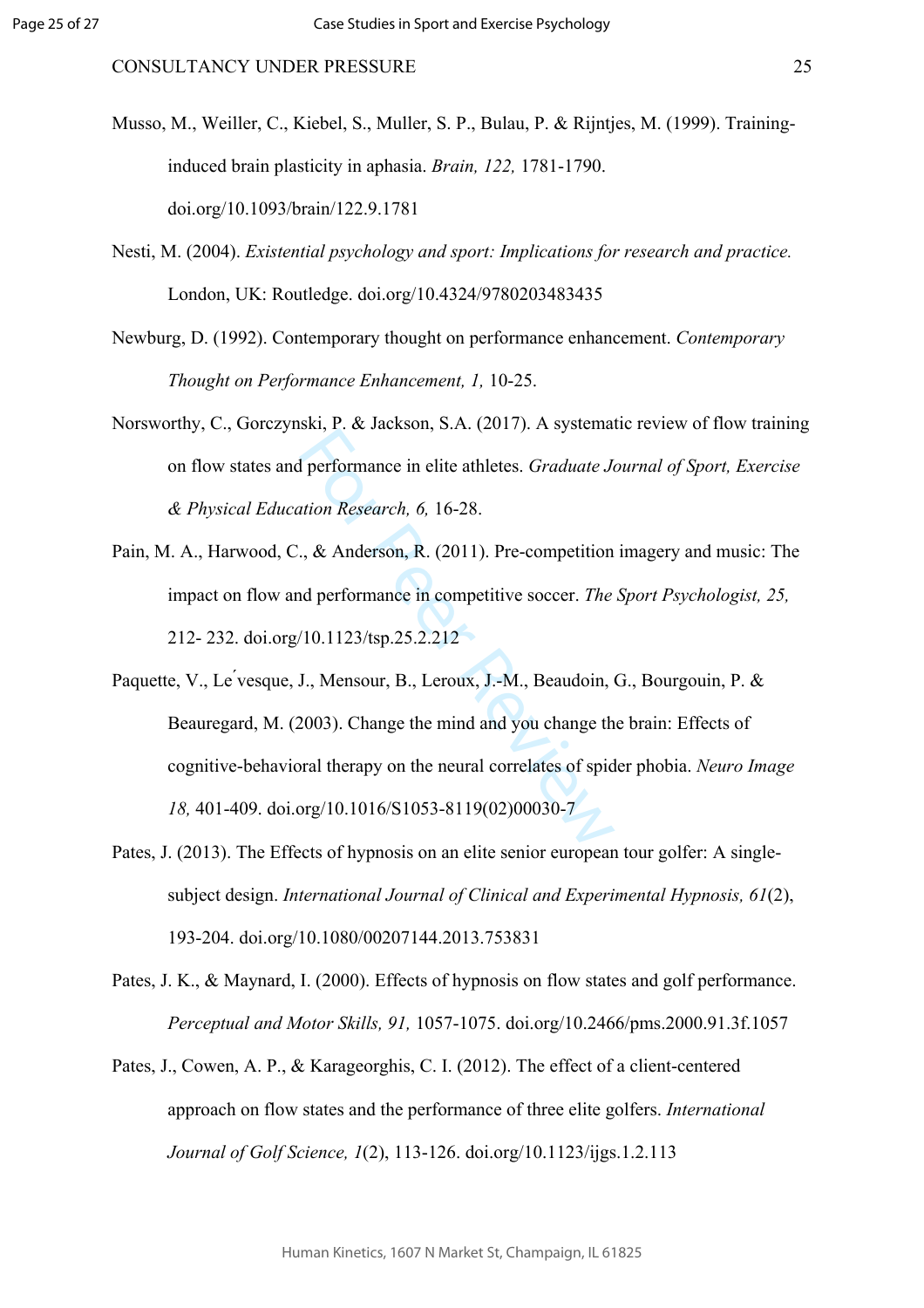Musso, M., Weiller, C., Kiebel, S., Muller, S. P., Bulau, P. & Rijntjes, M. (1999). Training-induced brain plasticity in aphasia. *Brain, 122,* 1781-1790. doi.org/10.1093/brain/122.9.1781

Nesti, M. (2004). *Existential psychology and sport: Implications for research and practice.* London, UK: Routledge. doi.org/10.4324/9780203483435

Newburg, D. (1992). Contemporary thought on performance enhancement. *Contemporary Thought on Performance Enhancement, 1,* 10-25.

Norsworthy, C., Gorczynski, P. & Jackson, S.A. (2017). A systematic review of flow training on flow states and performance in elite athletes. *Graduate Journal of Sport, Exercise & Physical Education Research, 6,* 16-28.

Pain, M. A., Harwood, C., & Anderson, R. (2011). Pre-competition imagery and music: The impact on flow and performance in competitive soccer. *The Sport Psychologist, 25,* 212- 232. doi.org/10.1123/tsp.25.2.212

Paquette, V., Le ́vesque, J., Mensour, B., Leroux, J.-M., Beaudoin, G., Bourgouin, P. & Beauregard, M. (2003). Change the mind and you change the brain: Effects of cognitive-behavioral therapy on the neural correlates of spider phobia. *Neuro Image 18,* 401-409. doi.org/10.1016/S1053-8119(02)00030-7

Pates, J. (2013). The Effects of hypnosis on an elite senior european tour golfer: A single-subject design. *International Journal of Clinical and Experimental Hypnosis, 61*(2), 193-204. doi.org/10.1080/00207144.2013.753831

Pates, J. K., & Maynard, I. (2000). Effects of hypnosis on flow states and golf performance. *Perceptual and Motor Skills, 91,* 1057-1075. doi.org/10.2466/pms.2000.91.3f.1057

Pates, J., Cowen, A. P., & Karageorghis, C. I. (2012). The effect of a client-centered approach on flow states and the performance of three elite golfers. *International Journal of Golf Science, 1*(2), 113-126. doi.org/10.1123/ijgs.1.2.113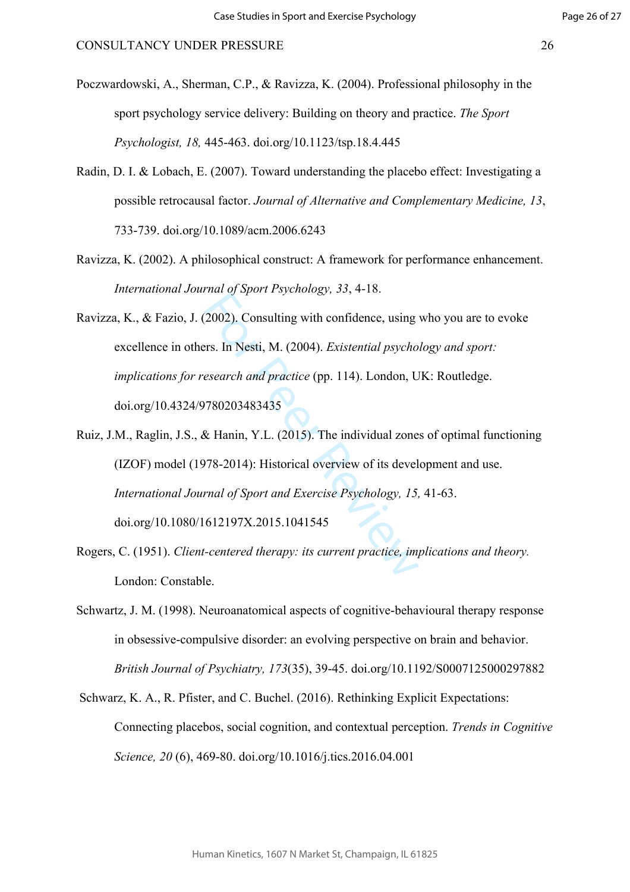Poczwardowski, A., Sherman, C.P., & Ravizza, K. (2004). Professional philosophy in the sport psychology service delivery: Building on theory and practice. *The Sport Psychologist, 18,* 445-463. doi.org/10.1123/tsp.18.4.445

Radin, D. I. & Lobach, E. (2007). Toward understanding the placebo effect: Investigating a possible retrocausal factor. *Journal of Alternative and Complementary Medicine, 13*, 733-739. doi.org/10.1089/acm.2006.6243

Ravizza, K. (2002). A philosophical construct: A framework for performance enhancement. *International Journal of Sport Psychology, 33*, 4-18.

Ravizza, K., & Fazio, J. (2002). Consulting with confidence, using who you are to evoke excellence in others. In Nesti, M. (2004). *Existential psychology and sport: implications for research and practice* (pp. 114). London, UK: Routledge. doi.org/10.4324/9780203483435

Ruiz, J.M., Raglin, J.S., & Hanin, Y.L. (2015). The individual zones of optimal functioning (IZOF) model (1978-2014): Historical overview of its development and use. *International Journal of Sport and Exercise Psychology, 15,* 41-63. doi.org/10.1080/1612197X.2015.1041545

Rogers, C. (1951). *Client-centered therapy: its current practice, implications and theory.* London: Constable.

Schwartz, J. M. (1998). Neuroanatomical aspects of cognitive-behavioural therapy response in obsessive-compulsive disorder: an evolving perspective on brain and behavior. *British Journal of Psychiatry, 173*(35), 39-45. doi.org/10.1192/S0007125000297882

Schwarz, K. A., R. Pfister, and C. Buchel. (2016). Rethinking Explicit Expectations: Connecting placebos, social cognition, and contextual perception. *Trends in Cognitive Science, 20* (6), 469-80. doi.org/10.1016/j.tics.2016.04.001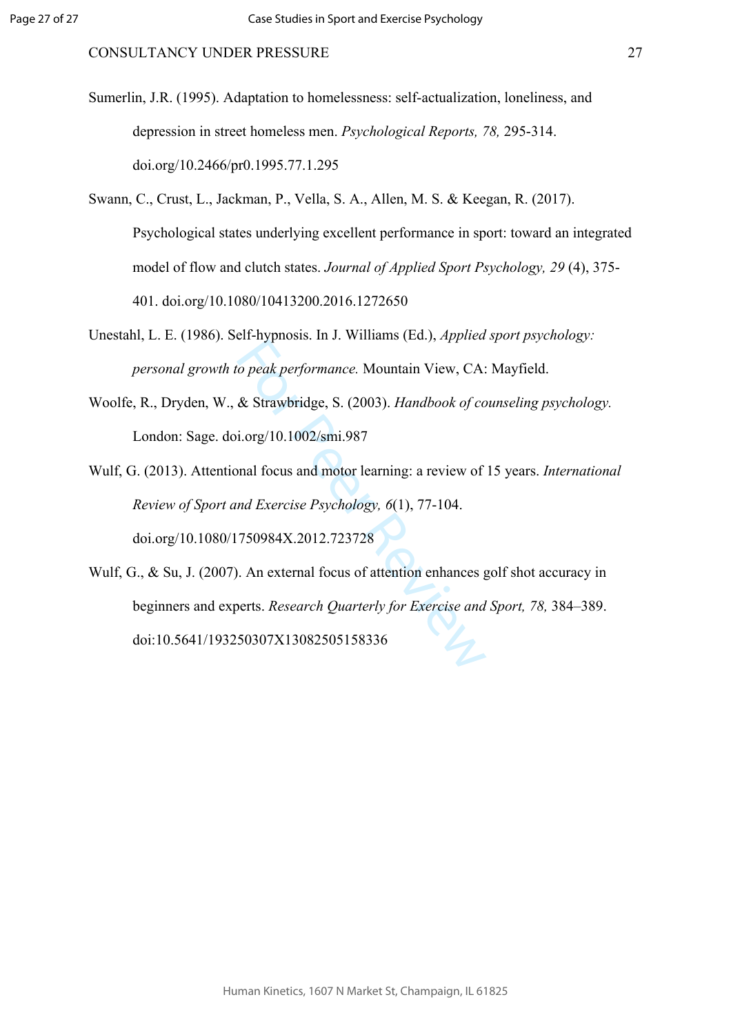Sumerlin, J.R. (1995). Adaptation to homelessness: self-actualization, loneliness, and depression in street homeless men. *Psychological Reports, 78,* 295-314. doi.org/10.2466/pr0.1995.77.1.295

Swann, C., Crust, L., Jackman, P., Vella, S. A., Allen, M. S. & Keegan, R. (2017). Psychological states underlying excellent performance in sport: toward an integrated model of flow and clutch states. *Journal of Applied Sport Psychology, 29* (4), 375-401. doi.org/10.1080/10413200.2016.1272650

Unestahl, L. E. (1986). Self-hypnosis. In J. Williams (Ed.), *Applied sport psychology: personal growth to peak performance.* Mountain View, CA: Mayfield.

Woolfe, R., Dryden, W., & Strawbridge, S. (2003). *Handbook of counseling psychology.* London: Sage. doi.org/10.1002/smi.987

Wulf, G. (2013). Attentional focus and motor learning: a review of 15 years. *International Review of Sport and Exercise Psychology, 6*(1), 77-104. doi.org/10.1080/1750984X.2012.723728

Wulf, G., & Su, J. (2007). An external focus of attention enhances golf shot accuracy in beginners and experts. *Research Quarterly for Exercise and Sport, 78,* 384–389. doi:10.5641/193250307X13082505158336